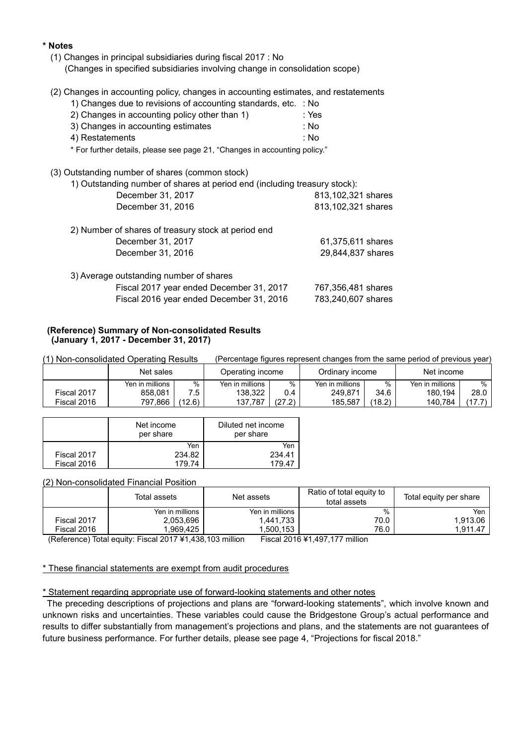**\* Notes**

(1) Changes in principal subsidiaries during fiscal 2017 : No
(Changes in specified subsidiaries involving change in consolidation scope)

(2) Changes in accounting policy, changes in accounting estimates, and restatements

1) Changes due to revisions of accounting standards, etc. : No
2) Changes in accounting policy other than 1) : Yes
3) Changes in accounting estimates : No
4) Restatements : No

\* For further details, please see page 21, "Changes in accounting policy."

(3) Outstanding number of shares (common stock)

1) Outstanding number of shares at period end (including treasury stock):

| | |
|---|---|
| December 31, 2017 | 813,102,321 shares |
| December 31, 2016 | 813,102,321 shares |

2) Number of shares of treasury stock at period end

| | |
|---|---|
| December 31, 2017 | 61,375,611 shares |
| December 31, 2016 | 29,844,837 shares |

3) Average outstanding number of shares

| | |
|---|---|
| Fiscal 2017 year ended December 31, 2017 | 767,356,481 shares |
| Fiscal 2016 year ended December 31, 2016 | 783,240,607 shares |

**(Reference) Summary of Non-consolidated Results**
**(January 1, 2017 - December 31, 2017)**

(1) Non-consolidated Operating Results (Percentage figures represent changes from the same period of previous year)

| | Net sales | | Operating income | | Ordinary income | | Net income | |
|---|---|---|---|---|---|---|---|---|
| | Yen in millions | % | Yen in millions | % | Yen in millions | % | Yen in millions | % |
| Fiscal 2017 | 858,081 | 7.5 | 138,322 | 0.4 | 249,871 | 34.6 | 180,194 | 28.0 |
| Fiscal 2016 | 797,866 | (12.6) | 137,787 | (27.2) | 185,587 | (18.2) | 140,784 | (17.7) |

| | Net income per share | Diluted net income per share |
|---|---|---|
| | Yen | Yen |
| Fiscal 2017 | 234.82 | 234.41 |
| Fiscal 2016 | 179.74 | 179.47 |

(2) Non-consolidated Financial Position

| | Total assets | Net assets | Ratio of total equity to total assets | Total equity per share |
|---|---|---|---|---|
| | Yen in millions | Yen in millions | % | Yen |
| Fiscal 2017 | 2,053,696 | 1,441,733 | 70.0 | 1,913.06 |
| Fiscal 2016 | 1,969,425 | 1,500,153 | 76.0 | 1,911.47 |

(Reference) Total equity: Fiscal 2017 ¥1,438,103 million Fiscal 2016 ¥1,497,177 million

\* These financial statements are exempt from audit procedures

\* Statement regarding appropriate use of forward-looking statements and other notes

The preceding descriptions of projections and plans are "forward-looking statements", which involve known and unknown risks and uncertainties. These variables could cause the Bridgestone Group's actual performance and results to differ substantially from management's projections and plans, and the statements are not guarantees of future business performance. For further details, please see page 4, "Projections for fiscal 2018."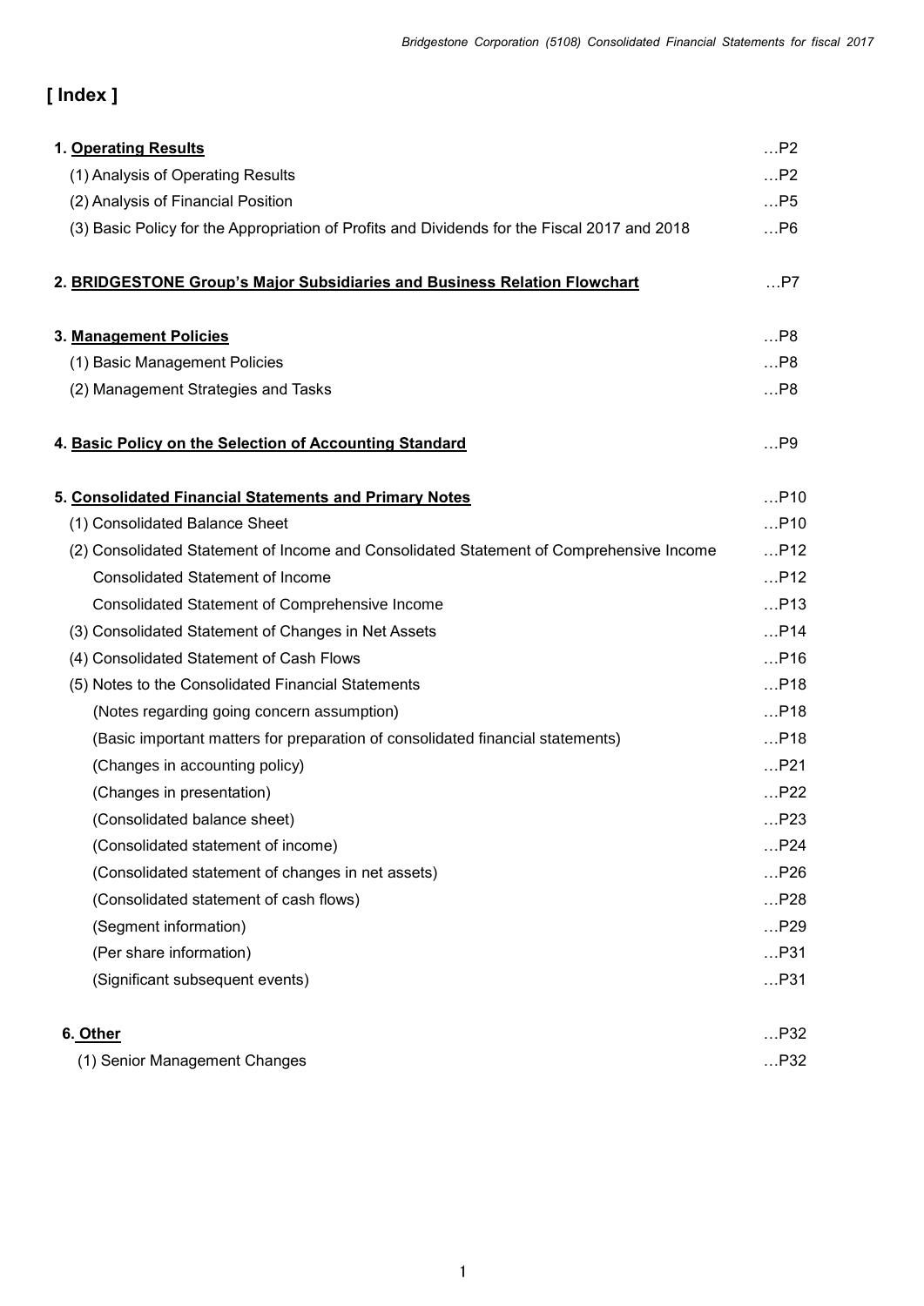# [ Index ]

| | |
|---|---|
| 1. **Operating Results** | …P2 |
| (1) Analysis of Operating Results | …P2 |
| (2) Analysis of Financial Position | …P5 |
| (3) Basic Policy for the Appropriation of Profits and Dividends for the Fiscal 2017 and 2018 | …P6 |
| 2. **BRIDGESTONE Group's Major Subsidiaries and Business Relation Flowchart** | …P7 |
| 3. **Management Policies** | …P8 |
| (1) Basic Management Policies | …P8 |
| (2) Management Strategies and Tasks | …P8 |
| 4. **Basic Policy on the Selection of Accounting Standard** | …P9 |
| 5. **Consolidated Financial Statements and Primary Notes** | …P10 |
| (1) Consolidated Balance Sheet | …P10 |
| (2) Consolidated Statement of Income and Consolidated Statement of Comprehensive Income | …P12 |
| Consolidated Statement of Income | …P12 |
| Consolidated Statement of Comprehensive Income | …P13 |
| (3) Consolidated Statement of Changes in Net Assets | …P14 |
| (4) Consolidated Statement of Cash Flows | …P16 |
| (5) Notes to the Consolidated Financial Statements | …P18 |
| (Notes regarding going concern assumption) | …P18 |
| (Basic important matters for preparation of consolidated financial statements) | …P18 |
| (Changes in accounting policy) | …P21 |
| (Changes in presentation) | …P22 |
| (Consolidated balance sheet) | …P23 |
| (Consolidated statement of income) | …P24 |
| (Consolidated statement of changes in net assets) | …P26 |
| (Consolidated statement of cash flows) | …P28 |
| (Segment information) | …P29 |
| (Per share information) | …P31 |
| (Significant subsequent events) | …P31 |
| 6. **Other** | …P32 |
| (1) Senior Management Changes | …P32 |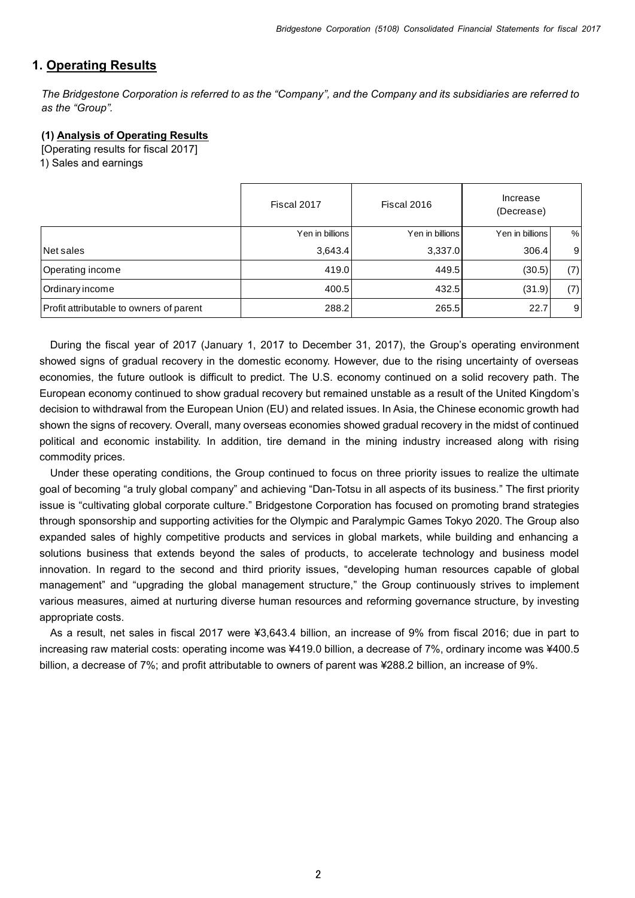## 1. Operating Results

*The Bridgestone Corporation is referred to as the "Company", and the Company and its subsidiaries are referred to as the "Group".*

### (1) Analysis of Operating Results

[Operating results for fiscal 2017]

1) Sales and earnings

| | Fiscal 2017 | Fiscal 2016 | Increase (Decrease) | |
|---|---|---|---|---|
| | Yen in billions | Yen in billions | Yen in billions | % |
| Net sales | 3,643.4 | 3,337.0 | 306.4 | 9 |
| Operating income | 419.0 | 449.5 | (30.5) | (7) |
| Ordinary income | 400.5 | 432.5 | (31.9) | (7) |
| Profit attributable to owners of parent | 288.2 | 265.5 | 22.7 | 9 |

During the fiscal year of 2017 (January 1, 2017 to December 31, 2017), the Group's operating environment showed signs of gradual recovery in the domestic economy. However, due to the rising uncertainty of overseas economies, the future outlook is difficult to predict. The U.S. economy continued on a solid recovery path. The European economy continued to show gradual recovery but remained unstable as a result of the United Kingdom's decision to withdrawal from the European Union (EU) and related issues. In Asia, the Chinese economic growth had shown the signs of recovery. Overall, many overseas economies showed gradual recovery in the midst of continued political and economic instability. In addition, tire demand in the mining industry increased along with rising commodity prices.

Under these operating conditions, the Group continued to focus on three priority issues to realize the ultimate goal of becoming "a truly global company" and achieving "Dan-Totsu in all aspects of its business." The first priority issue is "cultivating global corporate culture." Bridgestone Corporation has focused on promoting brand strategies through sponsorship and supporting activities for the Olympic and Paralympic Games Tokyo 2020. The Group also expanded sales of highly competitive products and services in global markets, while building and enhancing a solutions business that extends beyond the sales of products, to accelerate technology and business model innovation. In regard to the second and third priority issues, "developing human resources capable of global management" and "upgrading the global management structure," the Group continuously strives to implement various measures, aimed at nurturing diverse human resources and reforming governance structure, by investing appropriate costs.

As a result, net sales in fiscal 2017 were ¥3,643.4 billion, an increase of 9% from fiscal 2016; due in part to increasing raw material costs: operating income was ¥419.0 billion, a decrease of 7%, ordinary income was ¥400.5 billion, a decrease of 7%; and profit attributable to owners of parent was ¥288.2 billion, an increase of 9%.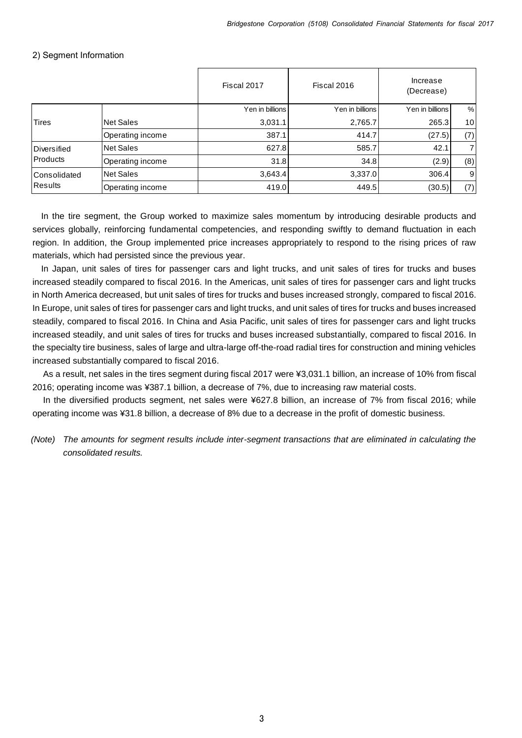2) Segment Information

| | | Fiscal 2017 | Fiscal 2016 | Increase (Decrease) | |
|---|---|---|---|---|---|
| | | Yen in billions | Yen in billions | Yen in billions | % |
| Tires | Net Sales | 3,031.1 | 2,765.7 | 265.3 | 10 |
| | Operating income | 387.1 | 414.7 | (27.5) | (7) |
| Diversified Products | Net Sales | 627.8 | 585.7 | 42.1 | 7 |
| | Operating income | 31.8 | 34.8 | (2.9) | (8) |
| Consolidated Results | Net Sales | 3,643.4 | 3,337.0 | 306.4 | 9 |
| | Operating income | 419.0 | 449.5 | (30.5) | (7) |

In the tire segment, the Group worked to maximize sales momentum by introducing desirable products and services globally, reinforcing fundamental competencies, and responding swiftly to demand fluctuation in each region. In addition, the Group implemented price increases appropriately to respond to the rising prices of raw materials, which had persisted since the previous year.

In Japan, unit sales of tires for passenger cars and light trucks, and unit sales of tires for trucks and buses increased steadily compared to fiscal 2016. In the Americas, unit sales of tires for passenger cars and light trucks in North America decreased, but unit sales of tires for trucks and buses increased strongly, compared to fiscal 2016. In Europe, unit sales of tires for passenger cars and light trucks, and unit sales of tires for trucks and buses increased steadily, compared to fiscal 2016. In China and Asia Pacific, unit sales of tires for passenger cars and light trucks increased steadily, and unit sales of tires for trucks and buses increased substantially, compared to fiscal 2016. In the specialty tire business, sales of large and ultra-large off-the-road radial tires for construction and mining vehicles increased substantially compared to fiscal 2016.

As a result, net sales in the tires segment during fiscal 2017 were ¥3,031.1 billion, an increase of 10% from fiscal 2016; operating income was ¥387.1 billion, a decrease of 7%, due to increasing raw material costs.

In the diversified products segment, net sales were ¥627.8 billion, an increase of 7% from fiscal 2016; while operating income was ¥31.8 billion, a decrease of 8% due to a decrease in the profit of domestic business.

*(Note) The amounts for segment results include inter-segment transactions that are eliminated in calculating the consolidated results.*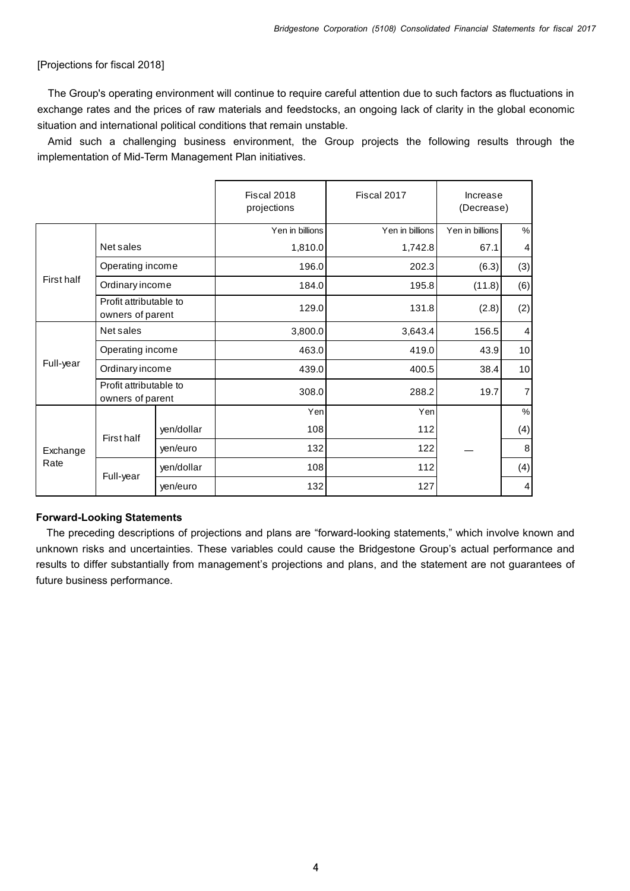[Projections for fiscal 2018]

The Group's operating environment will continue to require careful attention due to such factors as fluctuations in exchange rates and the prices of raw materials and feedstocks, an ongoing lack of clarity in the global economic situation and international political conditions that remain unstable.

Amid such a challenging business environment, the Group projects the following results through the implementation of Mid-Term Management Plan initiatives.

| | | | Fiscal 2018 projections | Fiscal 2017 | Increase (Decrease) | |
|---|---|---|---|---|---|---|
| | | | Yen in billions | Yen in billions | Yen in billions | % |
| First half | Net sales | | 1,810.0 | 1,742.8 | 67.1 | 4 |
| | Operating income | | 196.0 | 202.3 | (6.3) | (3) |
| | Ordinary income | | 184.0 | 195.8 | (11.8) | (6) |
| | Profit attributable to owners of parent | | 129.0 | 131.8 | (2.8) | (2) |
| Full-year | Net sales | | 3,800.0 | 3,643.4 | 156.5 | 4 |
| | Operating income | | 463.0 | 419.0 | 43.9 | 10 |
| | Ordinary income | | 439.0 | 400.5 | 38.4 | 10 |
| | Profit attributable to owners of parent | | 308.0 | 288.2 | 19.7 | 7 |
| Exchange Rate | | | Yen | Yen | | % |
| | First half | yen/dollar | 108 | 112 | — | (4) |
| | | yen/euro | 132 | 122 | | 8 |
| | Full-year | yen/dollar | 108 | 112 | | (4) |
| | | yen/euro | 132 | 127 | | 4 |

**Forward-Looking Statements**

The preceding descriptions of projections and plans are "forward-looking statements," which involve known and unknown risks and uncertainties. These variables could cause the Bridgestone Group's actual performance and results to differ substantially from management's projections and plans, and the statement are not guarantees of future business performance.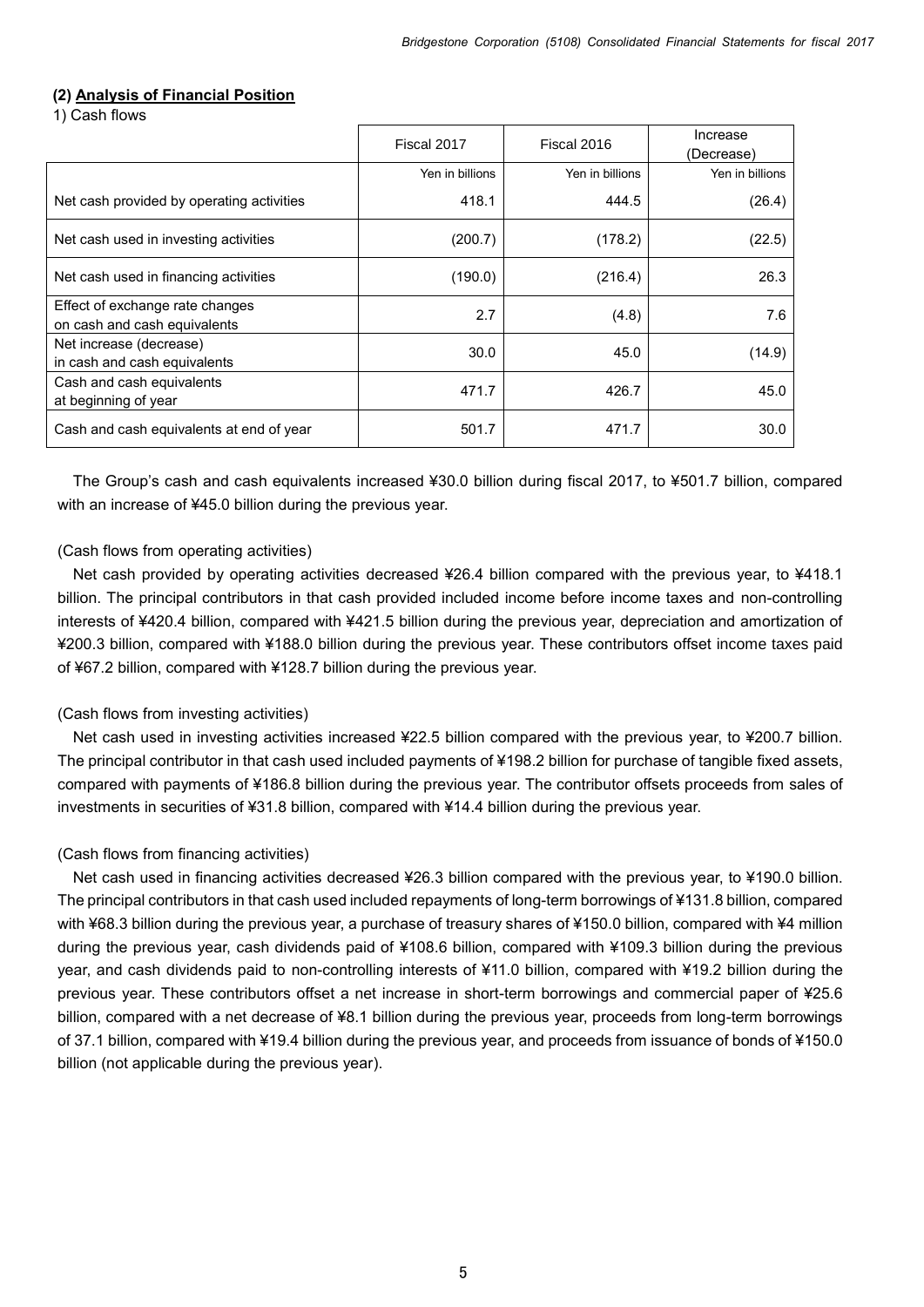### (2) Analysis of Financial Position

1) Cash flows

| | Fiscal 2017 | Fiscal 2016 | Increase (Decrease) |
|---|---|---|---|
| | Yen in billions | Yen in billions | Yen in billions |
| Net cash provided by operating activities | 418.1 | 444.5 | (26.4) |
| Net cash used in investing activities | (200.7) | (178.2) | (22.5) |
| Net cash used in financing activities | (190.0) | (216.4) | 26.3 |
| Effect of exchange rate changes on cash and cash equivalents | 2.7 | (4.8) | 7.6 |
| Net increase (decrease) in cash and cash equivalents | 30.0 | 45.0 | (14.9) |
| Cash and cash equivalents at beginning of year | 471.7 | 426.7 | 45.0 |
| Cash and cash equivalents at end of year | 501.7 | 471.7 | 30.0 |

The Group's cash and cash equivalents increased ¥30.0 billion during fiscal 2017, to ¥501.7 billion, compared with an increase of ¥45.0 billion during the previous year.

(Cash flows from operating activities)

Net cash provided by operating activities decreased ¥26.4 billion compared with the previous year, to ¥418.1 billion. The principal contributors in that cash provided included income before income taxes and non-controlling interests of ¥420.4 billion, compared with ¥421.5 billion during the previous year, depreciation and amortization of ¥200.3 billion, compared with ¥188.0 billion during the previous year. These contributors offset income taxes paid of ¥67.2 billion, compared with ¥128.7 billion during the previous year.

(Cash flows from investing activities)

Net cash used in investing activities increased ¥22.5 billion compared with the previous year, to ¥200.7 billion. The principal contributor in that cash used included payments of ¥198.2 billion for purchase of tangible fixed assets, compared with payments of ¥186.8 billion during the previous year. The contributor offsets proceeds from sales of investments in securities of ¥31.8 billion, compared with ¥14.4 billion during the previous year.

(Cash flows from financing activities)

Net cash used in financing activities decreased ¥26.3 billion compared with the previous year, to ¥190.0 billion. The principal contributors in that cash used included repayments of long-term borrowings of ¥131.8 billion, compared with ¥68.3 billion during the previous year, a purchase of treasury shares of ¥150.0 billion, compared with ¥4 million during the previous year, cash dividends paid of ¥108.6 billion, compared with ¥109.3 billion during the previous year, and cash dividends paid to non-controlling interests of ¥11.0 billion, compared with ¥19.2 billion during the previous year. These contributors offset a net increase in short-term borrowings and commercial paper of ¥25.6 billion, compared with a net decrease of ¥8.1 billion during the previous year, proceeds from long-term borrowings of 37.1 billion, compared with ¥19.4 billion during the previous year, and proceeds from issuance of bonds of ¥150.0 billion (not applicable during the previous year).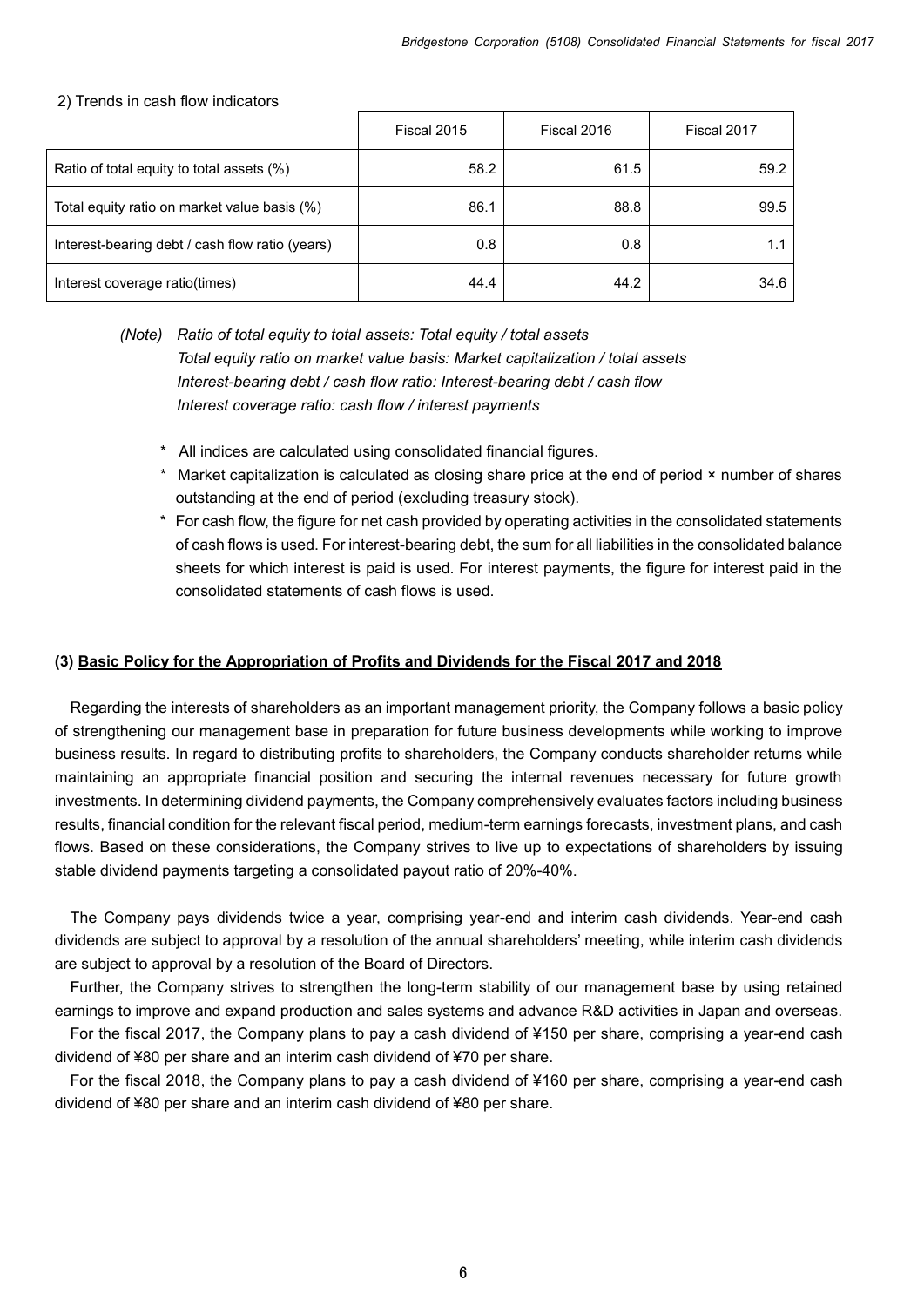2) Trends in cash flow indicators

| | Fiscal 2015 | Fiscal 2016 | Fiscal 2017 |
|---|---|---|---|
| Ratio of total equity to total assets (%) | 58.2 | 61.5 | 59.2 |
| Total equity ratio on market value basis (%) | 86.1 | 88.8 | 99.5 |
| Interest-bearing debt / cash flow ratio (years) | 0.8 | 0.8 | 1.1 |
| Interest coverage ratio(times) | 44.4 | 44.2 | 34.6 |

*(Note) Ratio of total equity to total assets: Total equity / total assets*
*Total equity ratio on market value basis: Market capitalization / total assets*
*Interest-bearing debt / cash flow ratio: Interest-bearing debt / cash flow*
*Interest coverage ratio: cash flow / interest payments*

\* All indices are calculated using consolidated financial figures.

\* Market capitalization is calculated as closing share price at the end of period × number of shares outstanding at the end of period (excluding treasury stock).

\* For cash flow, the figure for net cash provided by operating activities in the consolidated statements of cash flows is used. For interest-bearing debt, the sum for all liabilities in the consolidated balance sheets for which interest is paid is used. For interest payments, the figure for interest paid in the consolidated statements of cash flows is used.

### (3) Basic Policy for the Appropriation of Profits and Dividends for the Fiscal 2017 and 2018

Regarding the interests of shareholders as an important management priority, the Company follows a basic policy of strengthening our management base in preparation for future business developments while working to improve business results. In regard to distributing profits to shareholders, the Company conducts shareholder returns while maintaining an appropriate financial position and securing the internal revenues necessary for future growth investments. In determining dividend payments, the Company comprehensively evaluates factors including business results, financial condition for the relevant fiscal period, medium-term earnings forecasts, investment plans, and cash flows. Based on these considerations, the Company strives to live up to expectations of shareholders by issuing stable dividend payments targeting a consolidated payout ratio of 20%-40%.

The Company pays dividends twice a year, comprising year-end and interim cash dividends. Year-end cash dividends are subject to approval by a resolution of the annual shareholders' meeting, while interim cash dividends are subject to approval by a resolution of the Board of Directors.

Further, the Company strives to strengthen the long-term stability of our management base by using retained earnings to improve and expand production and sales systems and advance R&D activities in Japan and overseas.

For the fiscal 2017, the Company plans to pay a cash dividend of ¥150 per share, comprising a year-end cash dividend of ¥80 per share and an interim cash dividend of ¥70 per share.

For the fiscal 2018, the Company plans to pay a cash dividend of ¥160 per share, comprising a year-end cash dividend of ¥80 per share and an interim cash dividend of ¥80 per share.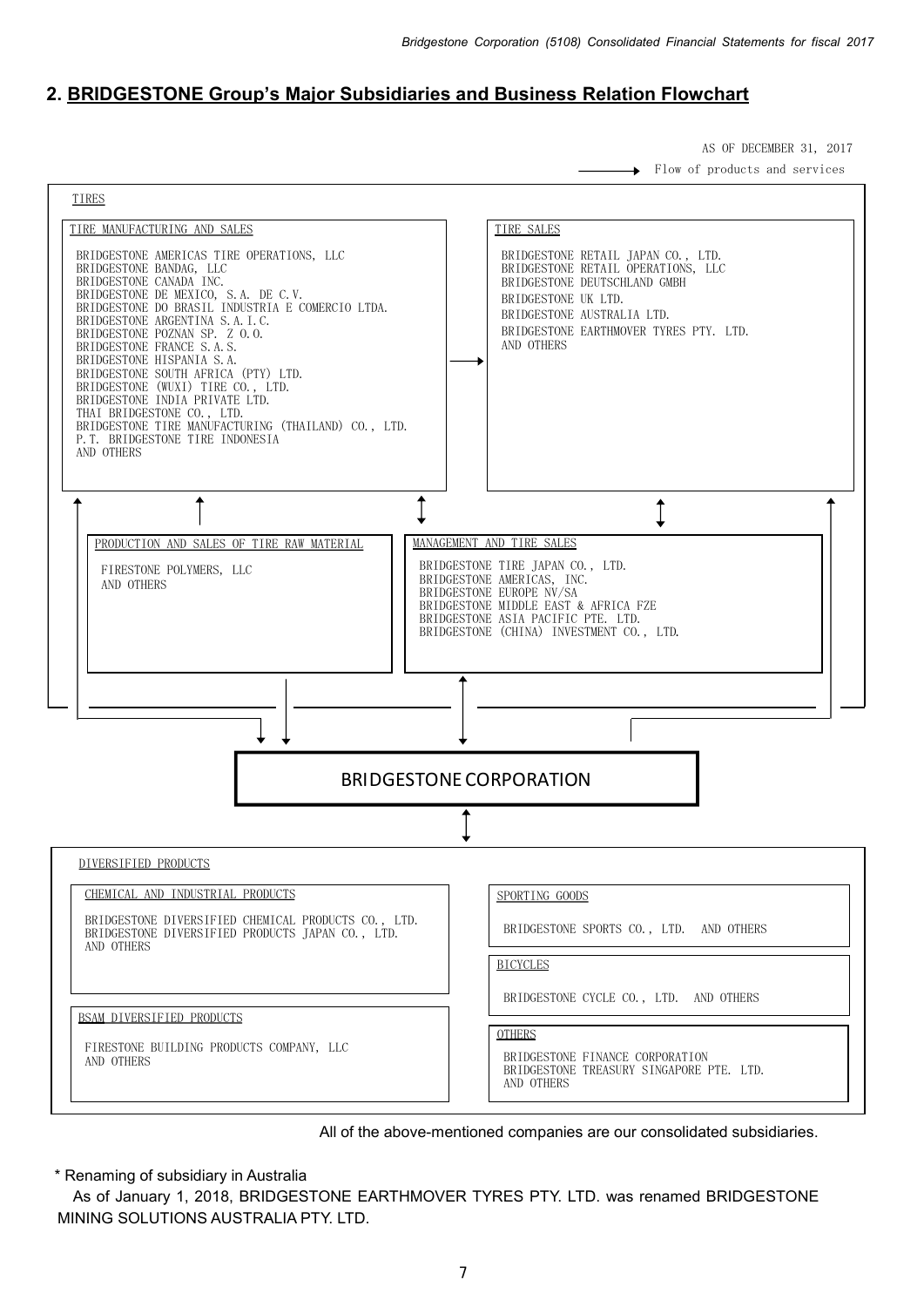## 2. BRIDGESTONE Group's Major Subsidiaries and Business Relation Flowchart

AS OF DECEMBER 31, 2017

→ Flow of products and services

### TIRES

**TIRE MANUFACTURING AND SALES**

- BRIDGESTONE AMERICAS TIRE OPERATIONS, LLC
- BRIDGESTONE BANDAG, LLC
- BRIDGESTONE CANADA INC.
- BRIDGESTONE DE MEXICO, S.A. DE C.V.
- BRIDGESTONE DO BRASIL INDUSTRIA E COMERCIO LTDA.
- BRIDGESTONE ARGENTINA S.A.I.C.
- BRIDGESTONE POZNAN SP. Z O.O.
- BRIDGESTONE FRANCE S.A.S.
- BRIDGESTONE HISPANIA S.A.
- BRIDGESTONE SOUTH AFRICA (PTY) LTD.
- BRIDGESTONE (WUXI) TIRE CO., LTD.
- BRIDGESTONE INDIA PRIVATE LTD.
- THAI BRIDGESTONE CO., LTD.
- BRIDGESTONE TIRE MANUFACTURING (THAILAND) CO., LTD.
- P.T. BRIDGESTONE TIRE INDONESIA
- AND OTHERS

**TIRE SALES**

- BRIDGESTONE RETAIL JAPAN CO., LTD.
- BRIDGESTONE RETAIL OPERATIONS, LLC
- BRIDGESTONE DEUTSCHLAND GMBH
- BRIDGESTONE UK LTD.
- BRIDGESTONE AUSTRALIA LTD.
- BRIDGESTONE EARTHMOVER TYRES PTY. LTD.
- AND OTHERS

**PRODUCTION AND SALES OF TIRE RAW MATERIAL**

- FIRESTONE POLYMERS, LLC
- AND OTHERS

**MANAGEMENT AND TIRE SALES**

- BRIDGESTONE TIRE JAPAN CO., LTD.
- BRIDGESTONE AMERICAS, INC.
- BRIDGESTONE EUROPE NV/SA
- BRIDGESTONE MIDDLE EAST & AFRICA FZE
- BRIDGESTONE ASIA PACIFIC PTE. LTD.
- BRIDGESTONE (CHINA) INVESTMENT CO., LTD.

### BRIDGESTONE CORPORATION

### DIVERSIFIED PRODUCTS

**CHEMICAL AND INDUSTRIAL PRODUCTS**

- BRIDGESTONE DIVERSIFIED CHEMICAL PRODUCTS CO., LTD.
- BRIDGESTONE DIVERSIFIED PRODUCTS JAPAN CO., LTD.
- AND OTHERS

**BSAM DIVERSIFIED PRODUCTS**

- FIRESTONE BUILDING PRODUCTS COMPANY, LLC
- AND OTHERS

**SPORTING GOODS**

- BRIDGESTONE SPORTS CO., LTD. AND OTHERS

**BICYCLES**

- BRIDGESTONE CYCLE CO., LTD. AND OTHERS

**OTHERS**

- BRIDGESTONE FINANCE CORPORATION
- BRIDGESTONE TREASURY SINGAPORE PTE. LTD.
- AND OTHERS

All of the above-mentioned companies are our consolidated subsidiaries.

\* Renaming of subsidiary in Australia

As of January 1, 2018, BRIDGESTONE EARTHMOVER TYRES PTY. LTD. was renamed BRIDGESTONE MINING SOLUTIONS AUSTRALIA PTY. LTD.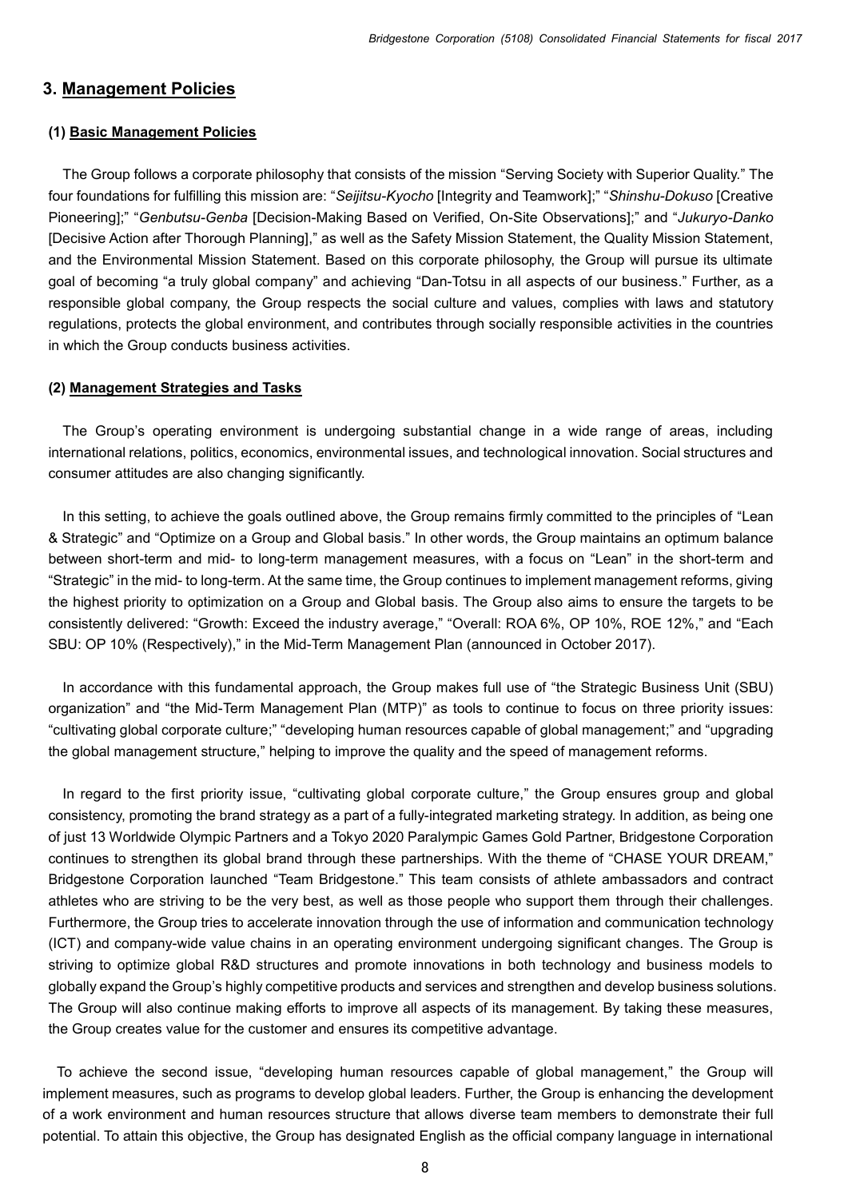## 3. Management Policies

### (1) Basic Management Policies

The Group follows a corporate philosophy that consists of the mission "Serving Society with Superior Quality." The four foundations for fulfilling this mission are: "*Seijitsu-Kyocho* [Integrity and Teamwork];" "*Shinshu-Dokuso* [Creative Pioneering];" "*Genbutsu-Genba* [Decision-Making Based on Verified, On-Site Observations];" and "*Jukuryo-Danko* [Decisive Action after Thorough Planning]," as well as the Safety Mission Statement, the Quality Mission Statement, and the Environmental Mission Statement. Based on this corporate philosophy, the Group will pursue its ultimate goal of becoming "a truly global company" and achieving "Dan-Totsu in all aspects of our business." Further, as a responsible global company, the Group respects the social culture and values, complies with laws and statutory regulations, protects the global environment, and contributes through socially responsible activities in the countries in which the Group conducts business activities.

### (2) Management Strategies and Tasks

The Group's operating environment is undergoing substantial change in a wide range of areas, including international relations, politics, economics, environmental issues, and technological innovation. Social structures and consumer attitudes are also changing significantly.

In this setting, to achieve the goals outlined above, the Group remains firmly committed to the principles of "Lean & Strategic" and "Optimize on a Group and Global basis." In other words, the Group maintains an optimum balance between short-term and mid- to long-term management measures, with a focus on "Lean" in the short-term and "Strategic" in the mid- to long-term. At the same time, the Group continues to implement management reforms, giving the highest priority to optimization on a Group and Global basis. The Group also aims to ensure the targets to be consistently delivered: "Growth: Exceed the industry average," "Overall: ROA 6%, OP 10%, ROE 12%," and "Each SBU: OP 10% (Respectively)," in the Mid-Term Management Plan (announced in October 2017).

In accordance with this fundamental approach, the Group makes full use of "the Strategic Business Unit (SBU) organization" and "the Mid-Term Management Plan (MTP)" as tools to continue to focus on three priority issues: "cultivating global corporate culture;" "developing human resources capable of global management;" and "upgrading the global management structure," helping to improve the quality and the speed of management reforms.

In regard to the first priority issue, "cultivating global corporate culture," the Group ensures group and global consistency, promoting the brand strategy as a part of a fully-integrated marketing strategy. In addition, as being one of just 13 Worldwide Olympic Partners and a Tokyo 2020 Paralympic Games Gold Partner, Bridgestone Corporation continues to strengthen its global brand through these partnerships. With the theme of "CHASE YOUR DREAM," Bridgestone Corporation launched "Team Bridgestone." This team consists of athlete ambassadors and contract athletes who are striving to be the very best, as well as those people who support them through their challenges. Furthermore, the Group tries to accelerate innovation through the use of information and communication technology (ICT) and company-wide value chains in an operating environment undergoing significant changes. The Group is striving to optimize global R&D structures and promote innovations in both technology and business models to globally expand the Group's highly competitive products and services and strengthen and develop business solutions. The Group will also continue making efforts to improve all aspects of its management. By taking these measures, the Group creates value for the customer and ensures its competitive advantage.

To achieve the second issue, "developing human resources capable of global management," the Group will implement measures, such as programs to develop global leaders. Further, the Group is enhancing the development of a work environment and human resources structure that allows diverse team members to demonstrate their full potential. To attain this objective, the Group has designated English as the official company language in international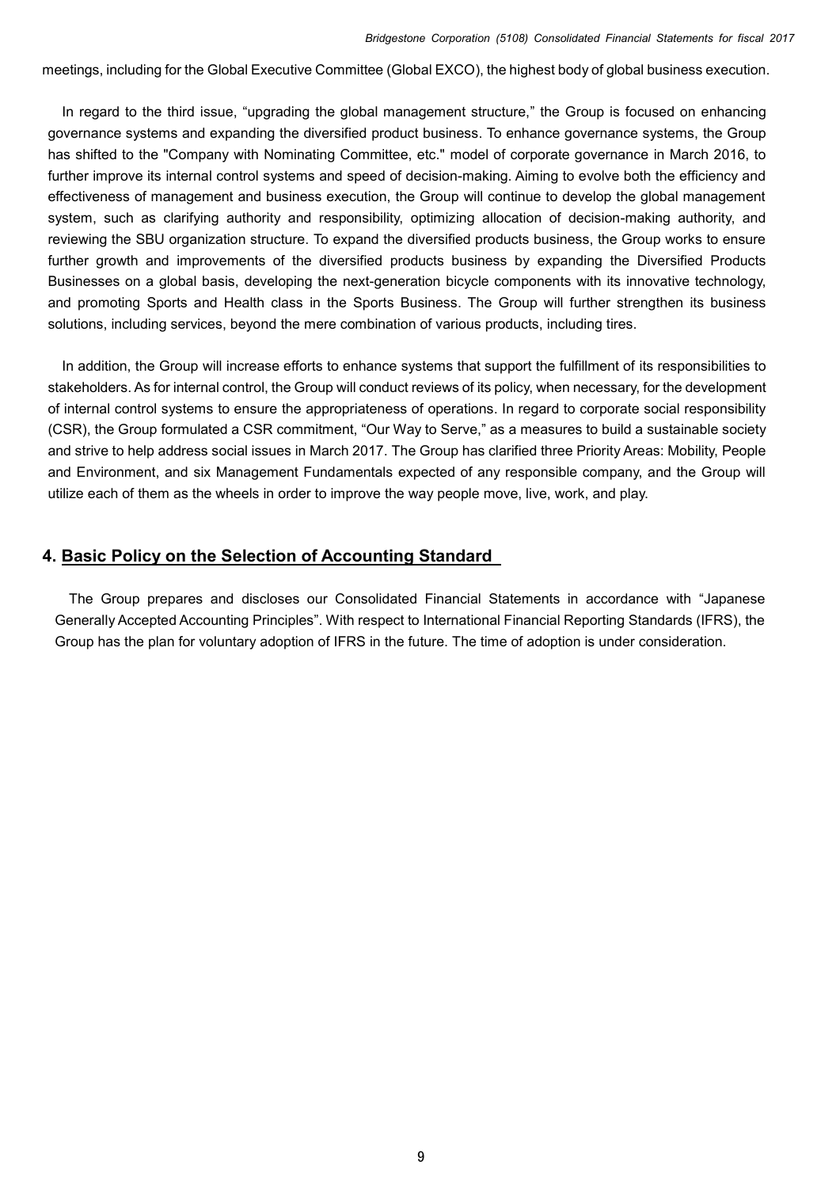meetings, including for the Global Executive Committee (Global EXCO), the highest body of global business execution.

In regard to the third issue, "upgrading the global management structure," the Group is focused on enhancing governance systems and expanding the diversified product business. To enhance governance systems, the Group has shifted to the "Company with Nominating Committee, etc." model of corporate governance in March 2016, to further improve its internal control systems and speed of decision-making. Aiming to evolve both the efficiency and effectiveness of management and business execution, the Group will continue to develop the global management system, such as clarifying authority and responsibility, optimizing allocation of decision-making authority, and reviewing the SBU organization structure. To expand the diversified products business, the Group works to ensure further growth and improvements of the diversified products business by expanding the Diversified Products Businesses on a global basis, developing the next-generation bicycle components with its innovative technology, and promoting Sports and Health class in the Sports Business. The Group will further strengthen its business solutions, including services, beyond the mere combination of various products, including tires.

In addition, the Group will increase efforts to enhance systems that support the fulfillment of its responsibilities to stakeholders. As for internal control, the Group will conduct reviews of its policy, when necessary, for the development of internal control systems to ensure the appropriateness of operations. In regard to corporate social responsibility (CSR), the Group formulated a CSR commitment, "Our Way to Serve," as a measures to build a sustainable society and strive to help address social issues in March 2017. The Group has clarified three Priority Areas: Mobility, People and Environment, and six Management Fundamentals expected of any responsible company, and the Group will utilize each of them as the wheels in order to improve the way people move, live, work, and play.

## 4. Basic Policy on the Selection of Accounting Standard

The Group prepares and discloses our Consolidated Financial Statements in accordance with "Japanese Generally Accepted Accounting Principles". With respect to International Financial Reporting Standards (IFRS), the Group has the plan for voluntary adoption of IFRS in the future. The time of adoption is under consideration.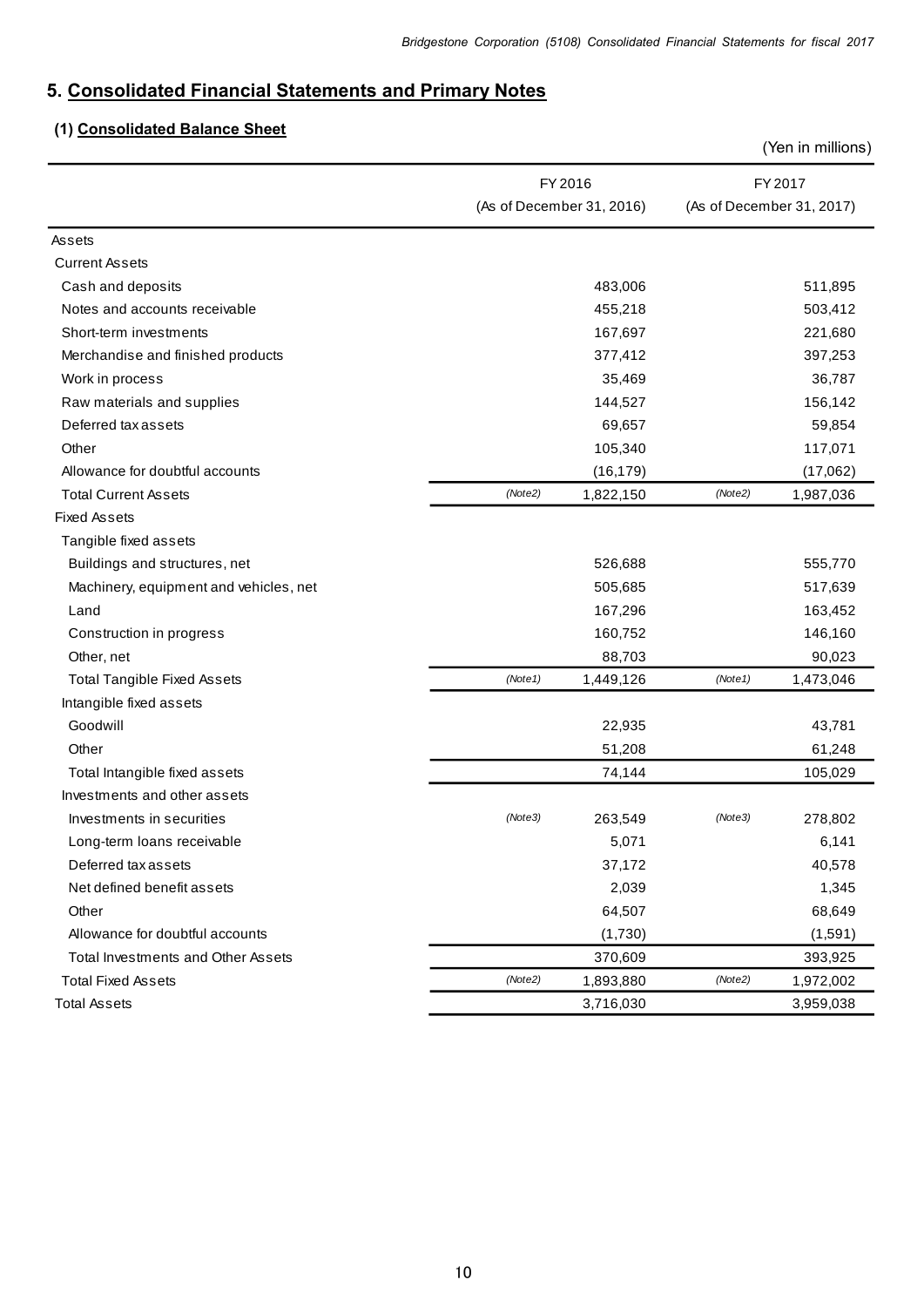## 5. Consolidated Financial Statements and Primary Notes

### (1) Consolidated Balance Sheet

(Yen in millions)

| | FY 2016 (As of December 31, 2016) | FY 2017 (As of December 31, 2017) |
|---|---|---|
| Assets | | |
| Current Assets | | |
| Cash and deposits | 483,006 | 511,895 |
| Notes and accounts receivable | 455,218 | 503,412 |
| Short-term investments | 167,697 | 221,680 |
| Merchandise and finished products | 377,412 | 397,253 |
| Work in process | 35,469 | 36,787 |
| Raw materials and supplies | 144,527 | 156,142 |
| Deferred tax assets | 69,657 | 59,854 |
| Other | 105,340 | 117,071 |
| Allowance for doubtful accounts | (16,179) | (17,062) |
| Total Current Assets | *(Note2)* 1,822,150 | *(Note2)* 1,987,036 |
| Fixed Assets | | |
| Tangible fixed assets | | |
| Buildings and structures, net | 526,688 | 555,770 |
| Machinery, equipment and vehicles, net | 505,685 | 517,639 |
| Land | 167,296 | 163,452 |
| Construction in progress | 160,752 | 146,160 |
| Other, net | 88,703 | 90,023 |
| Total Tangible Fixed Assets | *(Note1)* 1,449,126 | *(Note1)* 1,473,046 |
| Intangible fixed assets | | |
| Goodwill | 22,935 | 43,781 |
| Other | 51,208 | 61,248 |
| Total Intangible fixed assets | 74,144 | 105,029 |
| Investments and other assets | | |
| Investments in securities | *(Note3)* 263,549 | *(Note3)* 278,802 |
| Long-term loans receivable | 5,071 | 6,141 |
| Deferred tax assets | 37,172 | 40,578 |
| Net defined benefit assets | 2,039 | 1,345 |
| Other | 64,507 | 68,649 |
| Allowance for doubtful accounts | (1,730) | (1,591) |
| Total Investments and Other Assets | 370,609 | 393,925 |
| Total Fixed Assets | *(Note2)* 1,893,880 | *(Note2)* 1,972,002 |
| Total Assets | 3,716,030 | 3,959,038 |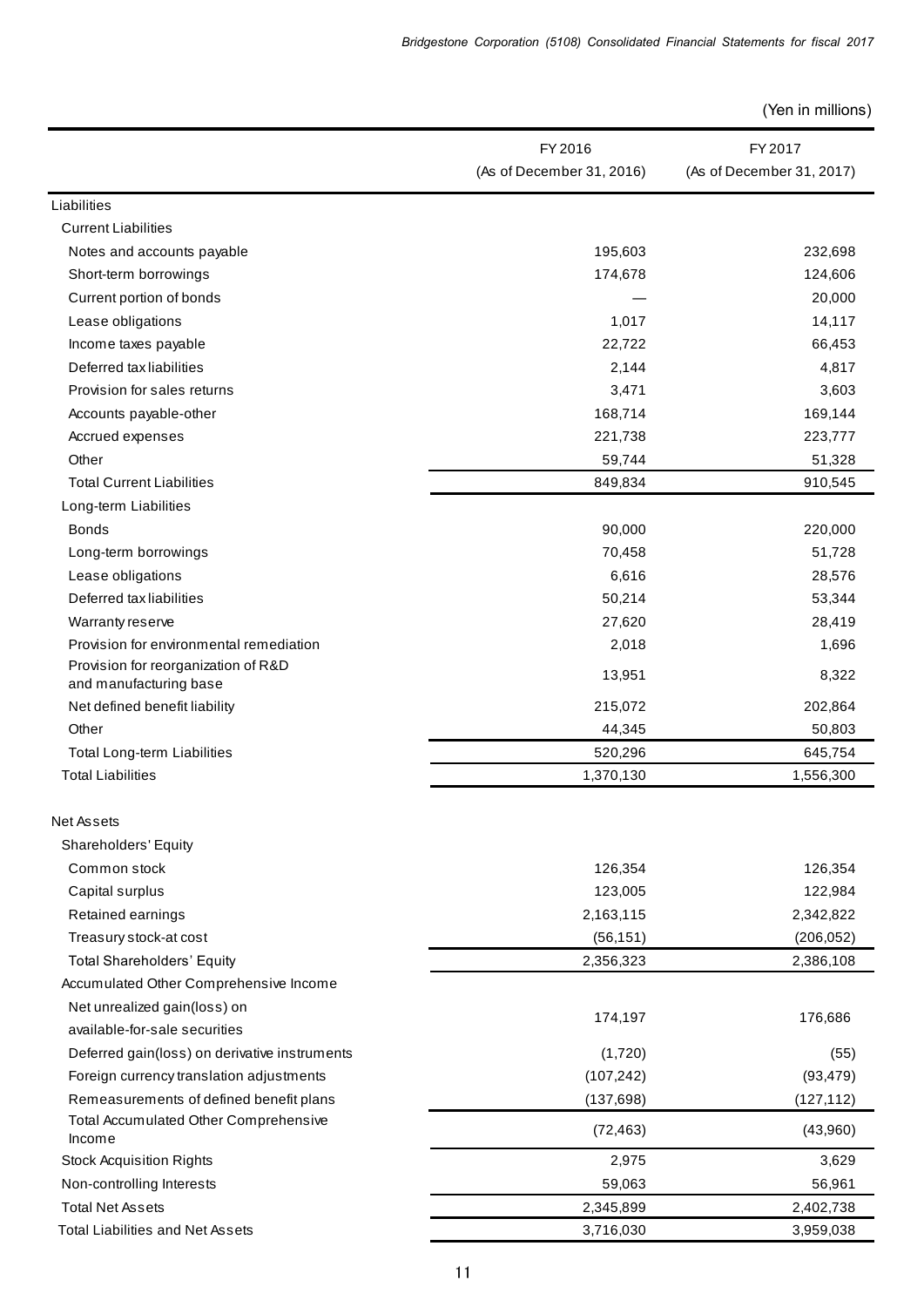(Yen in millions)

| | FY 2016 (As of December 31, 2016) | FY 2017 (As of December 31, 2017) |
|---|---|---|
| Liabilities | | |
| Current Liabilities | | |
| Notes and accounts payable | 195,603 | 232,698 |
| Short-term borrowings | 174,678 | 124,606 |
| Current portion of bonds | — | 20,000 |
| Lease obligations | 1,017 | 14,117 |
| Income taxes payable | 22,722 | 66,453 |
| Deferred tax liabilities | 2,144 | 4,817 |
| Provision for sales returns | 3,471 | 3,603 |
| Accounts payable-other | 168,714 | 169,144 |
| Accrued expenses | 221,738 | 223,777 |
| Other | 59,744 | 51,328 |
| Total Current Liabilities | 849,834 | 910,545 |
| Long-term Liabilities | | |
| Bonds | 90,000 | 220,000 |
| Long-term borrowings | 70,458 | 51,728 |
| Lease obligations | 6,616 | 28,576 |
| Deferred tax liabilities | 50,214 | 53,344 |
| Warranty reserve | 27,620 | 28,419 |
| Provision for environmental remediation | 2,018 | 1,696 |
| Provision for reorganization of R&D and manufacturing base | 13,951 | 8,322 |
| Net defined benefit liability | 215,072 | 202,864 |
| Other | 44,345 | 50,803 |
| Total Long-term Liabilities | 520,296 | 645,754 |
| Total Liabilities | 1,370,130 | 1,556,300 |
| Net Assets | | |
| Shareholders' Equity | | |
| Common stock | 126,354 | 126,354 |
| Capital surplus | 123,005 | 122,984 |
| Retained earnings | 2,163,115 | 2,342,822 |
| Treasury stock-at cost | (56,151) | (206,052) |
| Total Shareholders' Equity | 2,356,323 | 2,386,108 |
| Accumulated Other Comprehensive Income | | |
| Net unrealized gain(loss) on available-for-sale securities | 174,197 | 176,686 |
| Deferred gain(loss) on derivative instruments | (1,720) | (55) |
| Foreign currency translation adjustments | (107,242) | (93,479) |
| Remeasurements of defined benefit plans | (137,698) | (127,112) |
| Total Accumulated Other Comprehensive Income | (72,463) | (43,960) |
| Stock Acquisition Rights | 2,975 | 3,629 |
| Non-controlling Interests | 59,063 | 56,961 |
| Total Net Assets | 2,345,899 | 2,402,738 |
| Total Liabilities and Net Assets | 3,716,030 | 3,959,038 |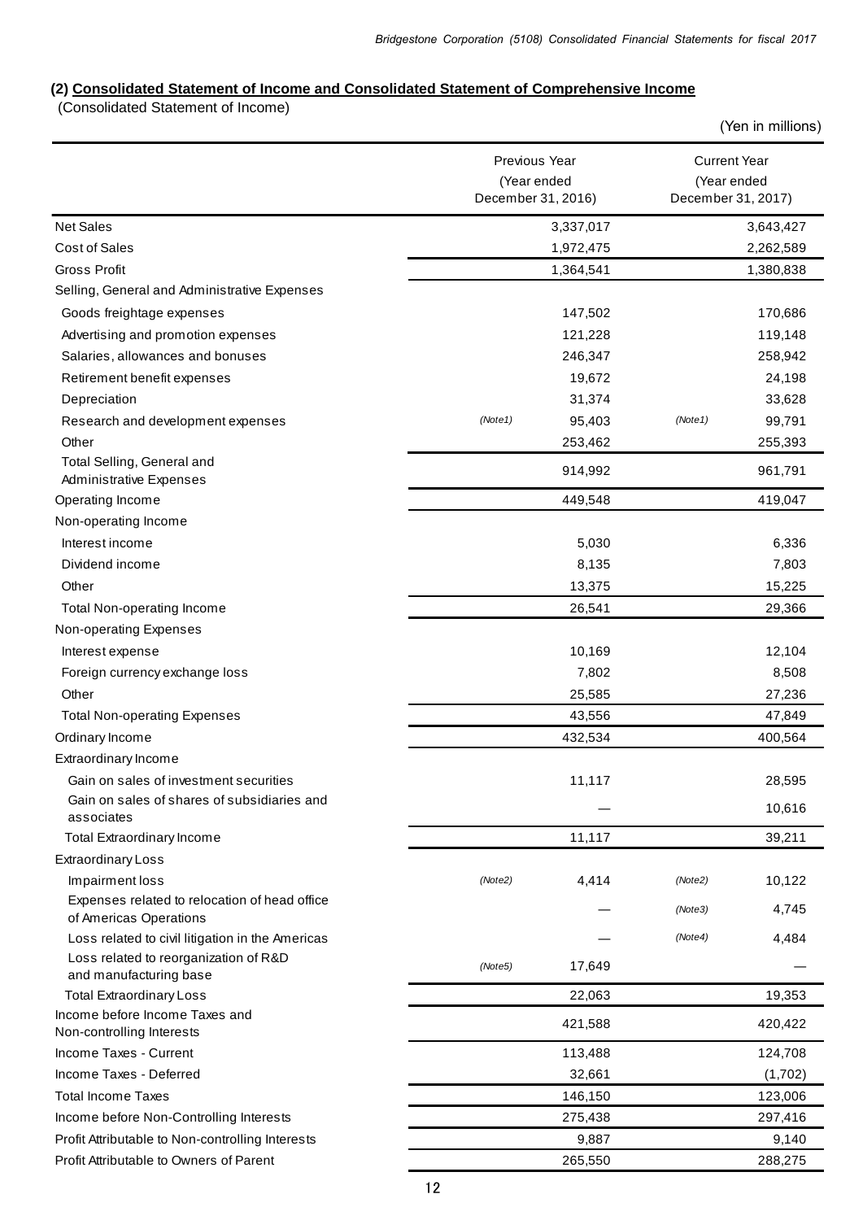### (2) Consolidated Statement of Income and Consolidated Statement of Comprehensive Income

(Consolidated Statement of Income)

(Yen in millions)

| | Previous Year (Year ended December 31, 2016) | Current Year (Year ended December 31, 2017) |
|---|---|---|
| Net Sales | 3,337,017 | 3,643,427 |
| Cost of Sales | 1,972,475 | 2,262,589 |
| Gross Profit | 1,364,541 | 1,380,838 |
| Selling, General and Administrative Expenses | | |
| Goods freightage expenses | 147,502 | 170,686 |
| Advertising and promotion expenses | 121,228 | 119,148 |
| Salaries, allowances and bonuses | 246,347 | 258,942 |
| Retirement benefit expenses | 19,672 | 24,198 |
| Depreciation | 31,374 | 33,628 |
| Research and development expenses | *(Note1)* 95,403 | *(Note1)* 99,791 |
| Other | 253,462 | 255,393 |
| Total Selling, General and Administrative Expenses | 914,992 | 961,791 |
| Operating Income | 449,548 | 419,047 |
| Non-operating Income | | |
| Interest income | 5,030 | 6,336 |
| Dividend income | 8,135 | 7,803 |
| Other | 13,375 | 15,225 |
| Total Non-operating Income | 26,541 | 29,366 |
| Non-operating Expenses | | |
| Interest expense | 10,169 | 12,104 |
| Foreign currency exchange loss | 7,802 | 8,508 |
| Other | 25,585 | 27,236 |
| Total Non-operating Expenses | 43,556 | 47,849 |
| Ordinary Income | 432,534 | 400,564 |
| Extraordinary Income | | |
| Gain on sales of investment securities | 11,117 | 28,595 |
| Gain on sales of shares of subsidiaries and associates | — | 10,616 |
| Total Extraordinary Income | 11,117 | 39,211 |
| Extraordinary Loss | | |
| Impairment loss | *(Note2)* 4,414 | *(Note2)* 10,122 |
| Expenses related to relocation of head office of Americas Operations | — | *(Note3)* 4,745 |
| Loss related to civil litigation in the Americas | — | *(Note4)* 4,484 |
| Loss related to reorganization of R&D and manufacturing base | *(Note5)* 17,649 | — |
| Total Extraordinary Loss | 22,063 | 19,353 |
| Income before Income Taxes and Non-controlling Interests | 421,588 | 420,422 |
| Income Taxes - Current | 113,488 | 124,708 |
| Income Taxes - Deferred | 32,661 | (1,702) |
| Total Income Taxes | 146,150 | 123,006 |
| Income before Non-Controlling Interests | 275,438 | 297,416 |
| Profit Attributable to Non-controlling Interests | 9,887 | 9,140 |
| Profit Attributable to Owners of Parent | 265,550 | 288,275 |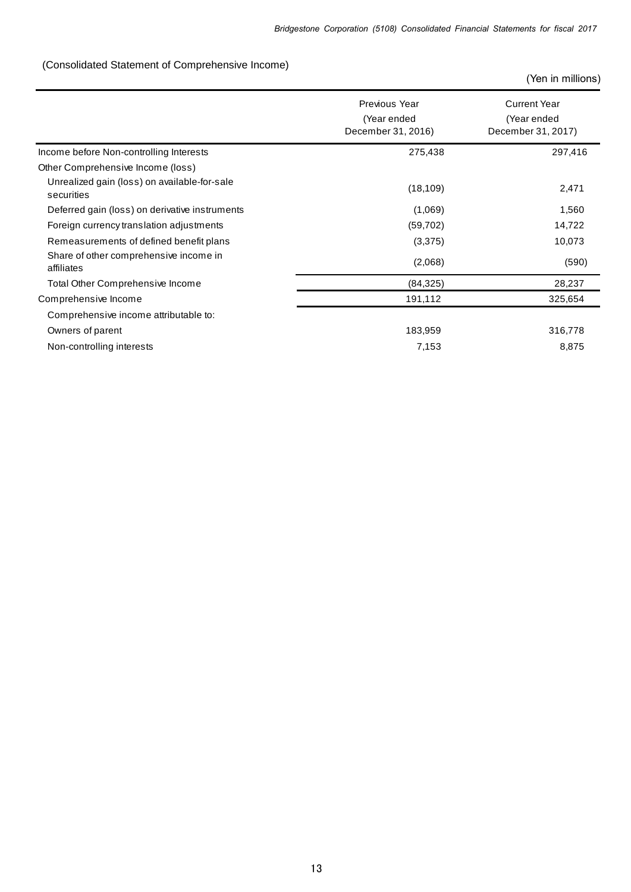(Consolidated Statement of Comprehensive Income)

(Yen in millions)

| | Previous Year (Year ended December 31, 2016) | Current Year (Year ended December 31, 2017) |
|---|---|---|
| Income before Non-controlling Interests | 275,438 | 297,416 |
| Other Comprehensive Income (loss) | | |
| Unrealized gain (loss) on available-for-sale securities | (18,109) | 2,471 |
| Deferred gain (loss) on derivative instruments | (1,069) | 1,560 |
| Foreign currency translation adjustments | (59,702) | 14,722 |
| Remeasurements of defined benefit plans | (3,375) | 10,073 |
| Share of other comprehensive income in affiliates | (2,068) | (590) |
| Total Other Comprehensive Income | (84,325) | 28,237 |
| Comprehensive Income | 191,112 | 325,654 |
| Comprehensive income attributable to: | | |
| Owners of parent | 183,959 | 316,778 |
| Non-controlling interests | 7,153 | 8,875 |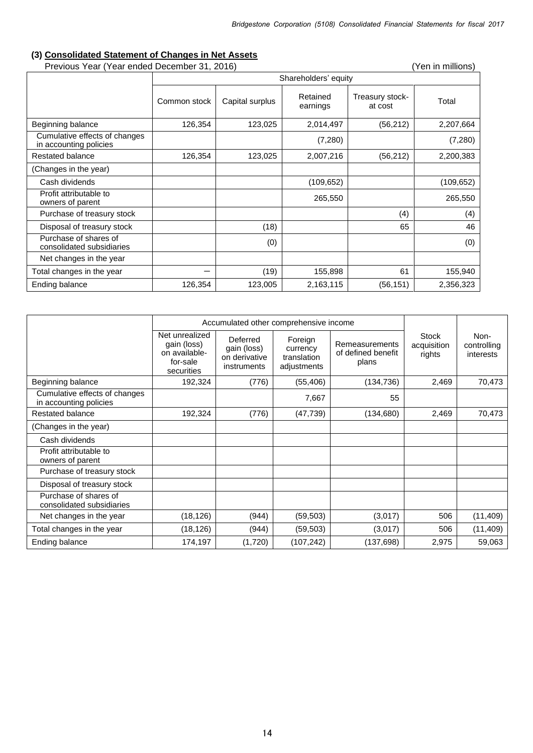### (3) Consolidated Statement of Changes in Net Assets

Previous Year (Year ended December 31, 2016) (Yen in millions)

| | Shareholders' equity | | | | |
|---|---|---|---|---|---|
| | Common stock | Capital surplus | Retained earnings | Treasury stock-at cost | Total |
| Beginning balance | 126,354 | 123,025 | 2,014,497 | (56,212) | 2,207,664 |
| Cumulative effects of changes in accounting policies | | | (7,280) | | (7,280) |
| Restated balance | 126,354 | 123,025 | 2,007,216 | (56,212) | 2,200,383 |
| (Changes in the year) | | | | | |
| Cash dividends | | | (109,652) | | (109,652) |
| Profit attributable to owners of parent | | | 265,550 | | 265,550 |
| Purchase of treasury stock | | | | (4) | (4) |
| Disposal of treasury stock | | (18) | | 65 | 46 |
| Purchase of shares of consolidated subsidiaries | | (0) | | | (0) |
| Net changes in the year | | | | | |
| Total changes in the year | − | (19) | 155,898 | 61 | 155,940 |
| Ending balance | 126,354 | 123,005 | 2,163,115 | (56,151) | 2,356,323 |

| | Accumulated other comprehensive income | | | | Stock acquisition rights | Non-controlling interests |
|---|---|---|---|---|---|---|
| | Net unrealized gain (loss) on available-for-sale securities | Deferred gain (loss) on derivative instruments | Foreign currency translation adjustments | Remeasurements of defined benefit plans | | |
| Beginning balance | 192,324 | (776) | (55,406) | (134,736) | 2,469 | 70,473 |
| Cumulative effects of changes in accounting policies | | | 7,667 | 55 | | |
| Restated balance | 192,324 | (776) | (47,739) | (134,680) | 2,469 | 70,473 |
| (Changes in the year) | | | | | | |
| Cash dividends | | | | | | |
| Profit attributable to owners of parent | | | | | | |
| Purchase of treasury stock | | | | | | |
| Disposal of treasury stock | | | | | | |
| Purchase of shares of consolidated subsidiaries | | | | | | |
| Net changes in the year | (18,126) | (944) | (59,503) | (3,017) | 506 | (11,409) |
| Total changes in the year | (18,126) | (944) | (59,503) | (3,017) | 506 | (11,409) |
| Ending balance | 174,197 | (1,720) | (107,242) | (137,698) | 2,975 | 59,063 |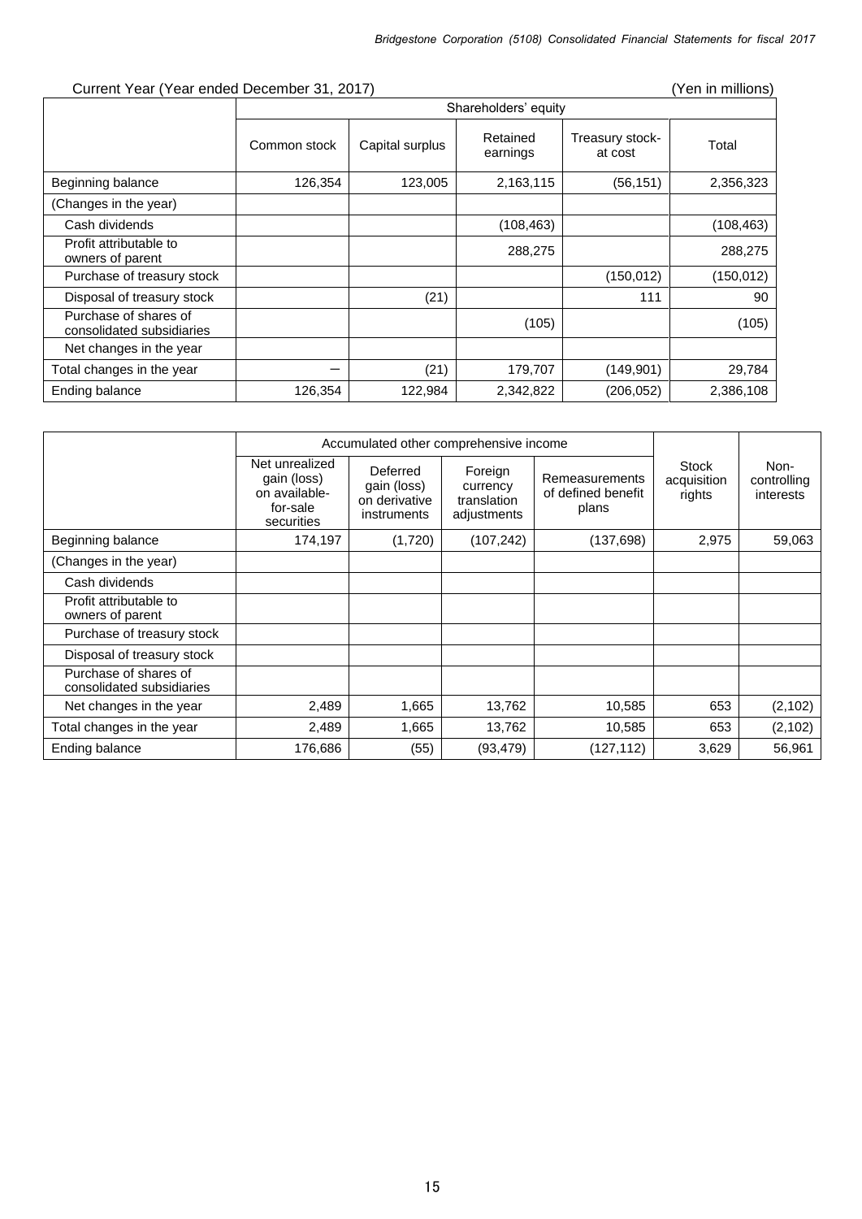Current Year (Year ended December 31, 2017) (Yen in millions)

| | Shareholders' equity | | | | |
|---|---|---|---|---|---|
| | Common stock | Capital surplus | Retained earnings | Treasury stock-at cost | Total |
| Beginning balance | 126,354 | 123,005 | 2,163,115 | (56,151) | 2,356,323 |
| (Changes in the year) | | | | | |
| Cash dividends | | | (108,463) | | (108,463) |
| Profit attributable to owners of parent | | | 288,275 | | 288,275 |
| Purchase of treasury stock | | | | (150,012) | (150,012) |
| Disposal of treasury stock | | (21) | | 111 | 90 |
| Purchase of shares of consolidated subsidiaries | | | (105) | | (105) |
| Net changes in the year | | | | | |
| Total changes in the year | ― | (21) | 179,707 | (149,901) | 29,784 |
| Ending balance | 126,354 | 122,984 | 2,342,822 | (206,052) | 2,386,108 |

| | Accumulated other comprehensive income | | | | Stock acquisition rights | Non-controlling interests |
|---|---|---|---|---|---|---|
| | Net unrealized gain (loss) on available-for-sale securities | Deferred gain (loss) on derivative instruments | Foreign currency translation adjustments | Remeasurements of defined benefit plans | | |
| Beginning balance | 174,197 | (1,720) | (107,242) | (137,698) | 2,975 | 59,063 |
| (Changes in the year) | | | | | | |
| Cash dividends | | | | | | |
| Profit attributable to owners of parent | | | | | | |
| Purchase of treasury stock | | | | | | |
| Disposal of treasury stock | | | | | | |
| Purchase of shares of consolidated subsidiaries | | | | | | |
| Net changes in the year | 2,489 | 1,665 | 13,762 | 10,585 | 653 | (2,102) |
| Total changes in the year | 2,489 | 1,665 | 13,762 | 10,585 | 653 | (2,102) |
| Ending balance | 176,686 | (55) | (93,479) | (127,112) | 3,629 | 56,961 |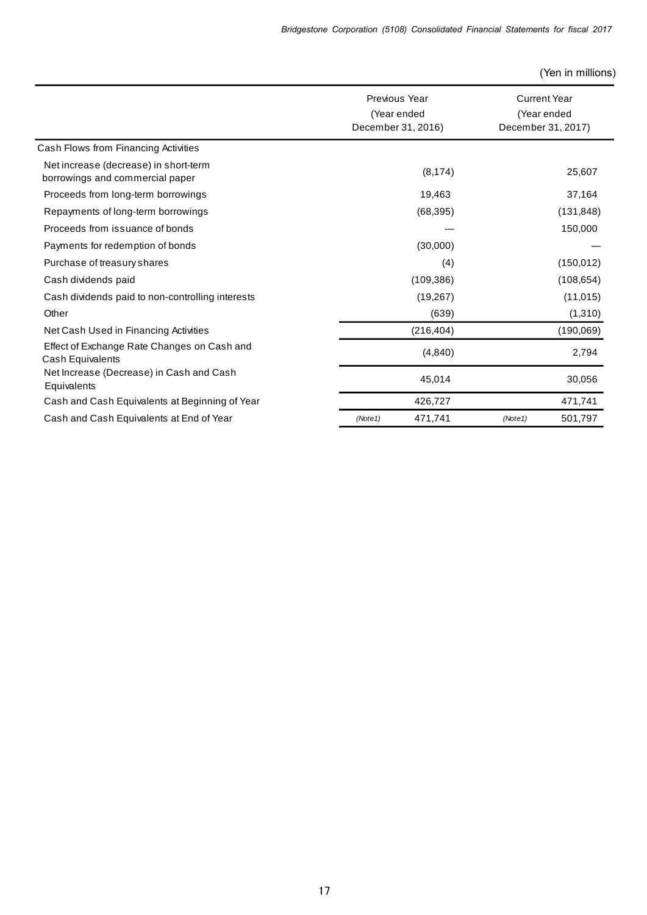(Yen in millions)

| | Previous Year (Year ended December 31, 2016) | Current Year (Year ended December 31, 2017) |
|---|---|---|
| Cash Flows from Financing Activities | | |
| Net increase (decrease) in short-term borrowings and commercial paper | (8,174) | 25,607 |
| Proceeds from long-term borrowings | 19,463 | 37,164 |
| Repayments of long-term borrowings | (68,395) | (131,848) |
| Proceeds from issuance of bonds | — | 150,000 |
| Payments for redemption of bonds | (30,000) | — |
| Purchase of treasury shares | (4) | (150,012) |
| Cash dividends paid | (109,386) | (108,654) |
| Cash dividends paid to non-controlling interests | (19,267) | (11,015) |
| Other | (639) | (1,310) |
| Net Cash Used in Financing Activities | (216,404) | (190,069) |
| Effect of Exchange Rate Changes on Cash and Cash Equivalents | (4,840) | 2,794 |
| Net Increase (Decrease) in Cash and Cash Equivalents | 45,014 | 30,056 |
| Cash and Cash Equivalents at Beginning of Year | 426,727 | 471,741 |
| Cash and Cash Equivalents at End of Year | *(Note1)* 471,741 | *(Note1)* 501,797 |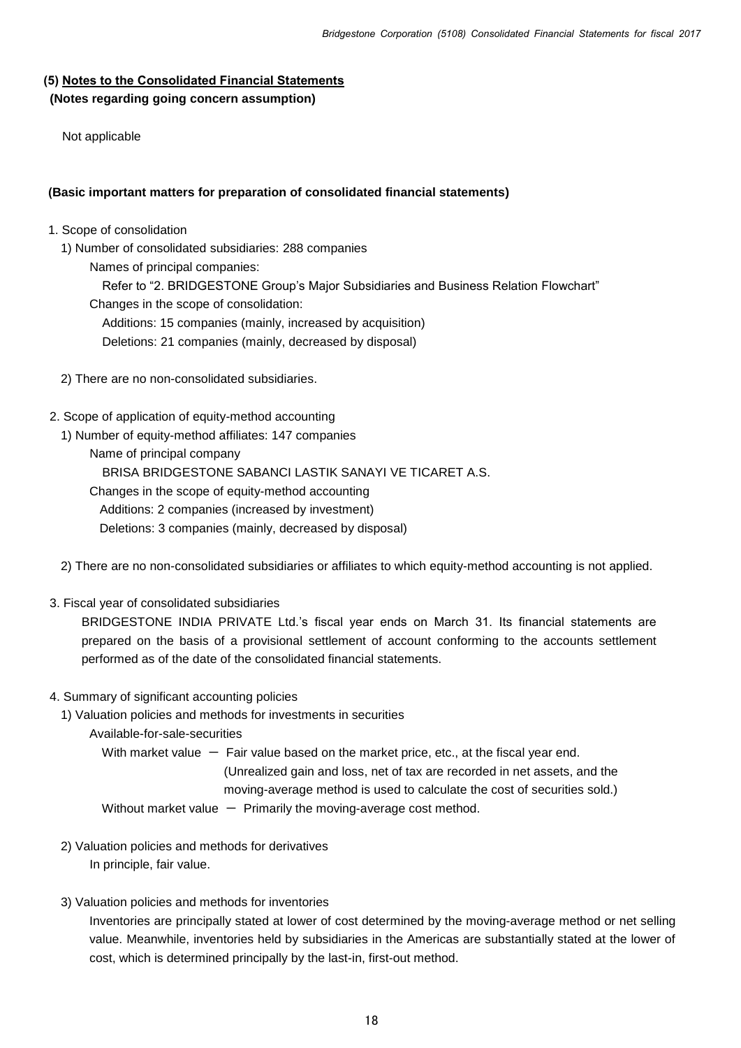## (5) Notes to the Consolidated Financial Statements

**(Notes regarding going concern assumption)**

Not applicable

**(Basic important matters for preparation of consolidated financial statements)**

1. Scope of consolidation
   1) Number of consolidated subsidiaries: 288 companies
      Names of principal companies:
      Refer to "2. BRIDGESTONE Group's Major Subsidiaries and Business Relation Flowchart"
      Changes in the scope of consolidation:
      Additions: 15 companies (mainly, increased by acquisition)
      Deletions: 21 companies (mainly, decreased by disposal)

   2) There are no non-consolidated subsidiaries.

2. Scope of application of equity-method accounting
   1) Number of equity-method affiliates: 147 companies
      Name of principal company
      BRISA BRIDGESTONE SABANCI LASTIK SANAYI VE TICARET A.S.
      Changes in the scope of equity-method accounting
      Additions: 2 companies (increased by investment)
      Deletions: 3 companies (mainly, decreased by disposal)

   2) There are no non-consolidated subsidiaries or affiliates to which equity-method accounting is not applied.

3. Fiscal year of consolidated subsidiaries

   BRIDGESTONE INDIA PRIVATE Ltd.'s fiscal year ends on March 31. Its financial statements are prepared on the basis of a provisional settlement of account conforming to the accounts settlement performed as of the date of the consolidated financial statements.

4. Summary of significant accounting policies
   1) Valuation policies and methods for investments in securities
      Available-for-sale-securities
      With market value － Fair value based on the market price, etc., at the fiscal year end.
      (Unrealized gain and loss, net of tax are recorded in net assets, and the moving-average method is used to calculate the cost of securities sold.)
      Without market value － Primarily the moving-average cost method.

   2) Valuation policies and methods for derivatives
      In principle, fair value.

   3) Valuation policies and methods for inventories
      Inventories are principally stated at lower of cost determined by the moving-average method or net selling value. Meanwhile, inventories held by subsidiaries in the Americas are substantially stated at the lower of cost, which is determined principally by the last-in, first-out method.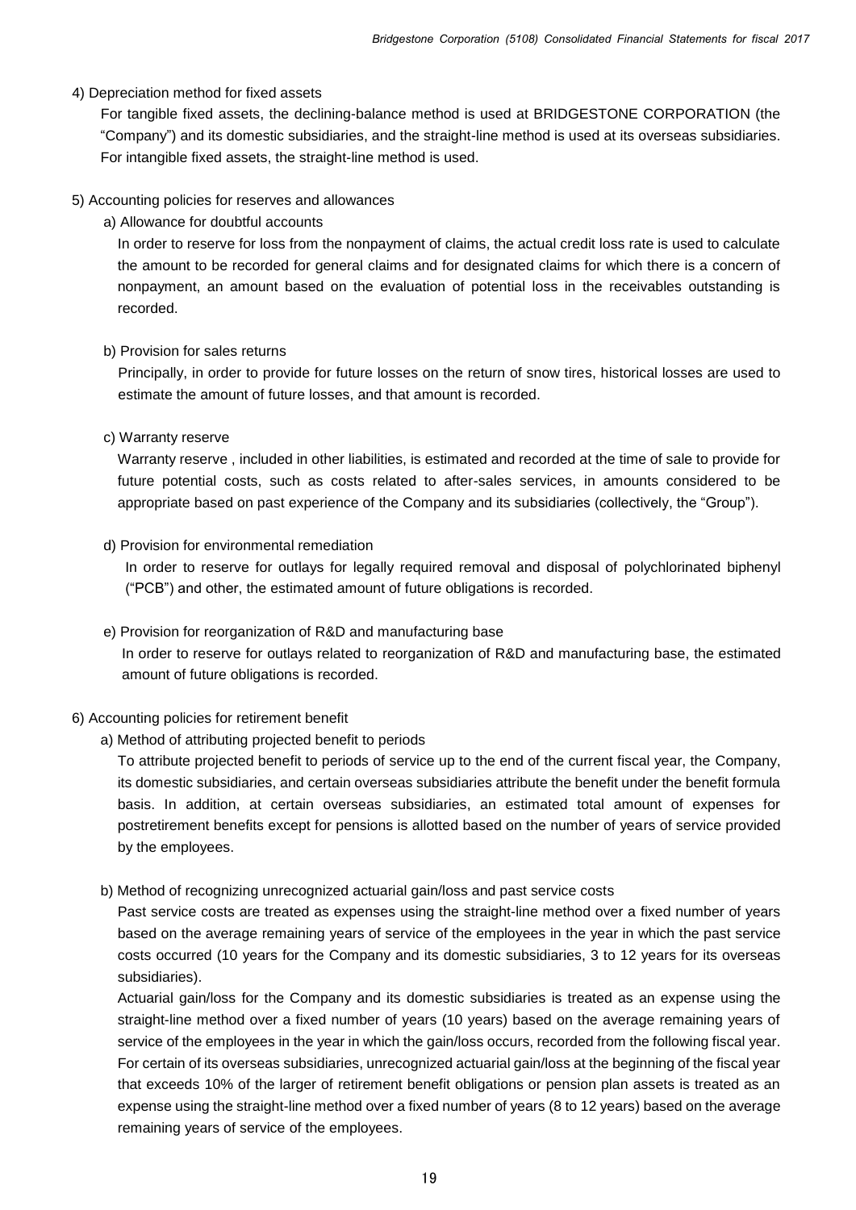4) Depreciation method for fixed assets

For tangible fixed assets, the declining-balance method is used at BRIDGESTONE CORPORATION (the "Company") and its domestic subsidiaries, and the straight-line method is used at its overseas subsidiaries. For intangible fixed assets, the straight-line method is used.

5) Accounting policies for reserves and allowances

a) Allowance for doubtful accounts

In order to reserve for loss from the nonpayment of claims, the actual credit loss rate is used to calculate the amount to be recorded for general claims and for designated claims for which there is a concern of nonpayment, an amount based on the evaluation of potential loss in the receivables outstanding is recorded.

b) Provision for sales returns

Principally, in order to provide for future losses on the return of snow tires, historical losses are used to estimate the amount of future losses, and that amount is recorded.

c) Warranty reserve

Warranty reserve , included in other liabilities, is estimated and recorded at the time of sale to provide for future potential costs, such as costs related to after-sales services, in amounts considered to be appropriate based on past experience of the Company and its subsidiaries (collectively, the "Group").

d) Provision for environmental remediation

In order to reserve for outlays for legally required removal and disposal of polychlorinated biphenyl ("PCB") and other, the estimated amount of future obligations is recorded.

e) Provision for reorganization of R&D and manufacturing base

In order to reserve for outlays related to reorganization of R&D and manufacturing base, the estimated amount of future obligations is recorded.

6) Accounting policies for retirement benefit

a) Method of attributing projected benefit to periods

To attribute projected benefit to periods of service up to the end of the current fiscal year, the Company, its domestic subsidiaries, and certain overseas subsidiaries attribute the benefit under the benefit formula basis. In addition, at certain overseas subsidiaries, an estimated total amount of expenses for postretirement benefits except for pensions is allotted based on the number of years of service provided by the employees.

b) Method of recognizing unrecognized actuarial gain/loss and past service costs

Past service costs are treated as expenses using the straight-line method over a fixed number of years based on the average remaining years of service of the employees in the year in which the past service costs occurred (10 years for the Company and its domestic subsidiaries, 3 to 12 years for its overseas subsidiaries).

Actuarial gain/loss for the Company and its domestic subsidiaries is treated as an expense using the straight-line method over a fixed number of years (10 years) based on the average remaining years of service of the employees in the year in which the gain/loss occurs, recorded from the following fiscal year. For certain of its overseas subsidiaries, unrecognized actuarial gain/loss at the beginning of the fiscal year that exceeds 10% of the larger of retirement benefit obligations or pension plan assets is treated as an expense using the straight-line method over a fixed number of years (8 to 12 years) based on the average remaining years of service of the employees.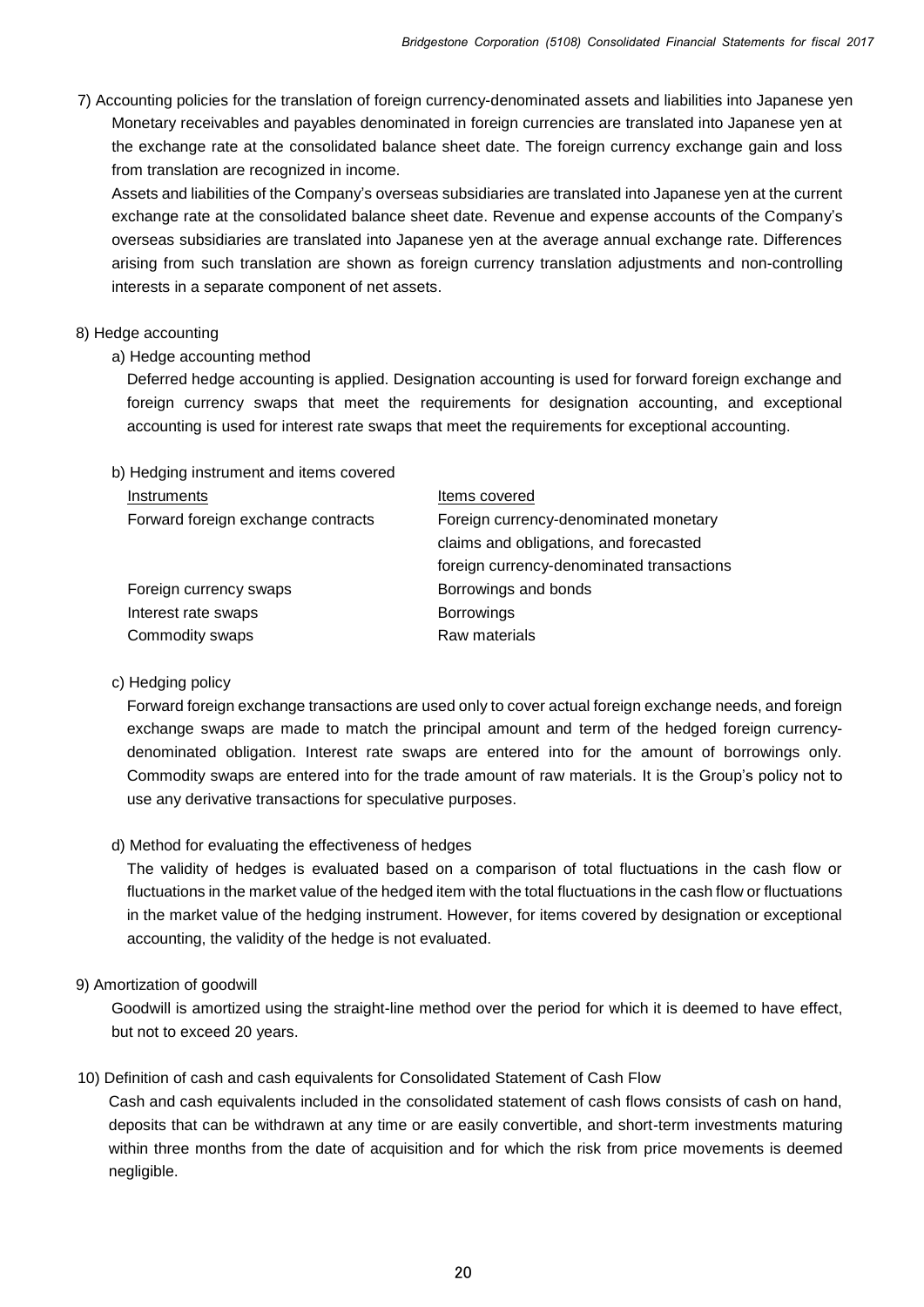7) Accounting policies for the translation of foreign currency-denominated assets and liabilities into Japanese yen

Monetary receivables and payables denominated in foreign currencies are translated into Japanese yen at the exchange rate at the consolidated balance sheet date. The foreign currency exchange gain and loss from translation are recognized in income.

Assets and liabilities of the Company's overseas subsidiaries are translated into Japanese yen at the current exchange rate at the consolidated balance sheet date. Revenue and expense accounts of the Company's overseas subsidiaries are translated into Japanese yen at the average annual exchange rate. Differences arising from such translation are shown as foreign currency translation adjustments and non-controlling interests in a separate component of net assets.

8) Hedge accounting

a) Hedge accounting method

Deferred hedge accounting is applied. Designation accounting is used for forward foreign exchange and foreign currency swaps that meet the requirements for designation accounting, and exceptional accounting is used for interest rate swaps that meet the requirements for exceptional accounting.

b) Hedging instrument and items covered

| Instruments | Items covered |
|---|---|
| Forward foreign exchange contracts | Foreign currency-denominated monetary claims and obligations, and forecasted foreign currency-denominated transactions |
| Foreign currency swaps | Borrowings and bonds |
| Interest rate swaps | Borrowings |
| Commodity swaps | Raw materials |

c) Hedging policy

Forward foreign exchange transactions are used only to cover actual foreign exchange needs, and foreign exchange swaps are made to match the principal amount and term of the hedged foreign currency-denominated obligation. Interest rate swaps are entered into for the amount of borrowings only. Commodity swaps are entered into for the trade amount of raw materials. It is the Group's policy not to use any derivative transactions for speculative purposes.

d) Method for evaluating the effectiveness of hedges

The validity of hedges is evaluated based on a comparison of total fluctuations in the cash flow or fluctuations in the market value of the hedged item with the total fluctuations in the cash flow or fluctuations in the market value of the hedging instrument. However, for items covered by designation or exceptional accounting, the validity of the hedge is not evaluated.

9) Amortization of goodwill

Goodwill is amortized using the straight-line method over the period for which it is deemed to have effect, but not to exceed 20 years.

10) Definition of cash and cash equivalents for Consolidated Statement of Cash Flow

Cash and cash equivalents included in the consolidated statement of cash flows consists of cash on hand, deposits that can be withdrawn at any time or are easily convertible, and short-term investments maturing within three months from the date of acquisition and for which the risk from price movements is deemed negligible.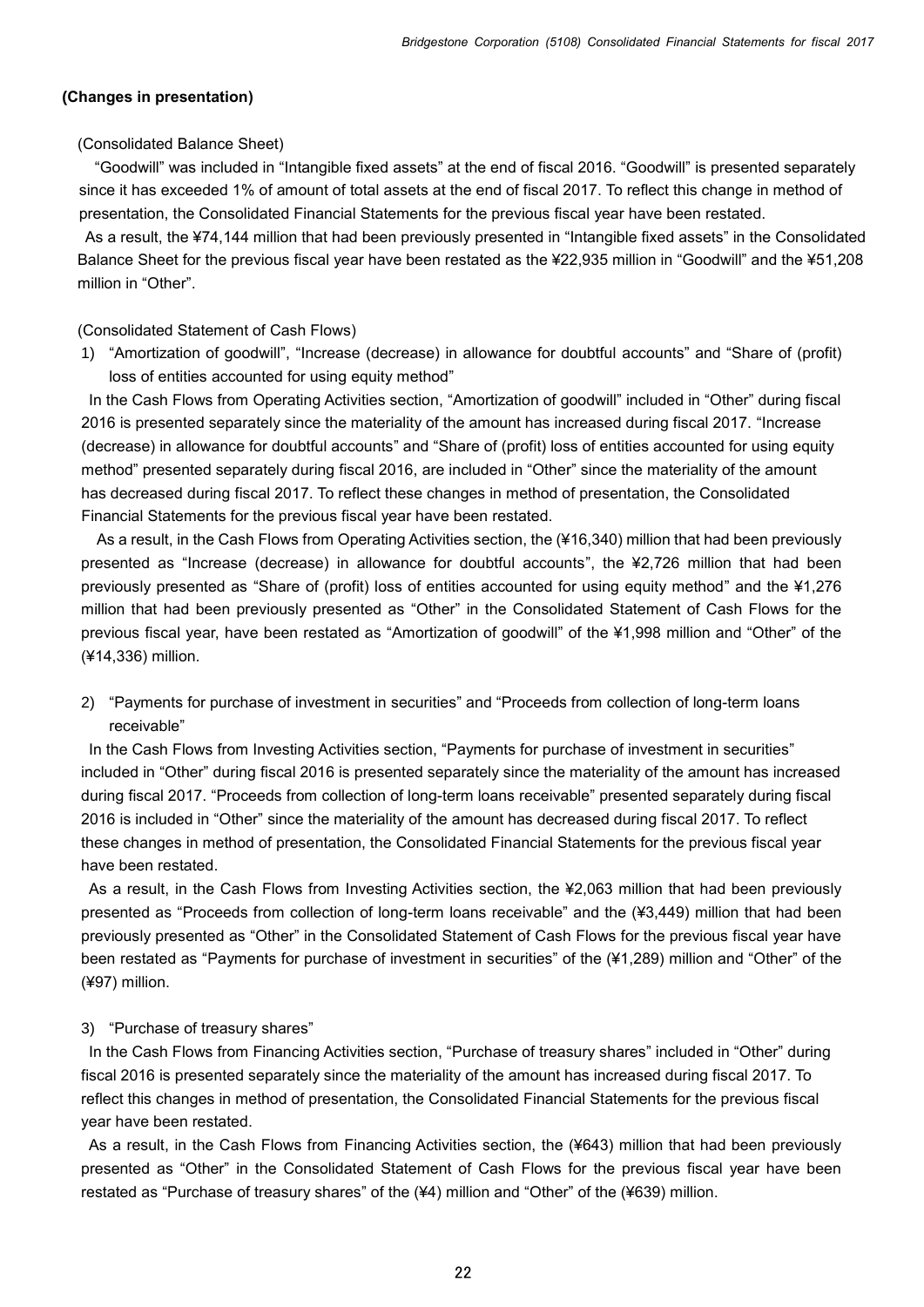### (Changes in presentation)

(Consolidated Balance Sheet)

"Goodwill" was included in "Intangible fixed assets" at the end of fiscal 2016. "Goodwill" is presented separately since it has exceeded 1% of amount of total assets at the end of fiscal 2017. To reflect this change in method of presentation, the Consolidated Financial Statements for the previous fiscal year have been restated.

As a result, the ¥74,144 million that had been previously presented in "Intangible fixed assets" in the Consolidated Balance Sheet for the previous fiscal year have been restated as the ¥22,935 million in "Goodwill" and the ¥51,208 million in "Other".

(Consolidated Statement of Cash Flows)

1) "Amortization of goodwill", "Increase (decrease) in allowance for doubtful accounts" and "Share of (profit) loss of entities accounted for using equity method"

In the Cash Flows from Operating Activities section, "Amortization of goodwill" included in "Other" during fiscal 2016 is presented separately since the materiality of the amount has increased during fiscal 2017. "Increase (decrease) in allowance for doubtful accounts" and "Share of (profit) loss of entities accounted for using equity method" presented separately during fiscal 2016, are included in "Other" since the materiality of the amount has decreased during fiscal 2017. To reflect these changes in method of presentation, the Consolidated Financial Statements for the previous fiscal year have been restated.

As a result, in the Cash Flows from Operating Activities section, the (¥16,340) million that had been previously presented as "Increase (decrease) in allowance for doubtful accounts", the ¥2,726 million that had been previously presented as "Share of (profit) loss of entities accounted for using equity method" and the ¥1,276 million that had been previously presented as "Other" in the Consolidated Statement of Cash Flows for the previous fiscal year, have been restated as "Amortization of goodwill" of the ¥1,998 million and "Other" of the (¥14,336) million.

2) "Payments for purchase of investment in securities" and "Proceeds from collection of long-term loans receivable"

In the Cash Flows from Investing Activities section, "Payments for purchase of investment in securities" included in "Other" during fiscal 2016 is presented separately since the materiality of the amount has increased during fiscal 2017. "Proceeds from collection of long-term loans receivable" presented separately during fiscal 2016 is included in "Other" since the materiality of the amount has decreased during fiscal 2017. To reflect these changes in method of presentation, the Consolidated Financial Statements for the previous fiscal year have been restated.

As a result, in the Cash Flows from Investing Activities section, the ¥2,063 million that had been previously presented as "Proceeds from collection of long-term loans receivable" and the (¥3,449) million that had been previously presented as "Other" in the Consolidated Statement of Cash Flows for the previous fiscal year have been restated as "Payments for purchase of investment in securities" of the (¥1,289) million and "Other" of the (¥97) million.

3) "Purchase of treasury shares"

In the Cash Flows from Financing Activities section, "Purchase of treasury shares" included in "Other" during fiscal 2016 is presented separately since the materiality of the amount has increased during fiscal 2017. To reflect this changes in method of presentation, the Consolidated Financial Statements for the previous fiscal year have been restated.

As a result, in the Cash Flows from Financing Activities section, the (¥643) million that had been previously presented as "Other" in the Consolidated Statement of Cash Flows for the previous fiscal year have been restated as "Purchase of treasury shares" of the (¥4) million and "Other" of the (¥639) million.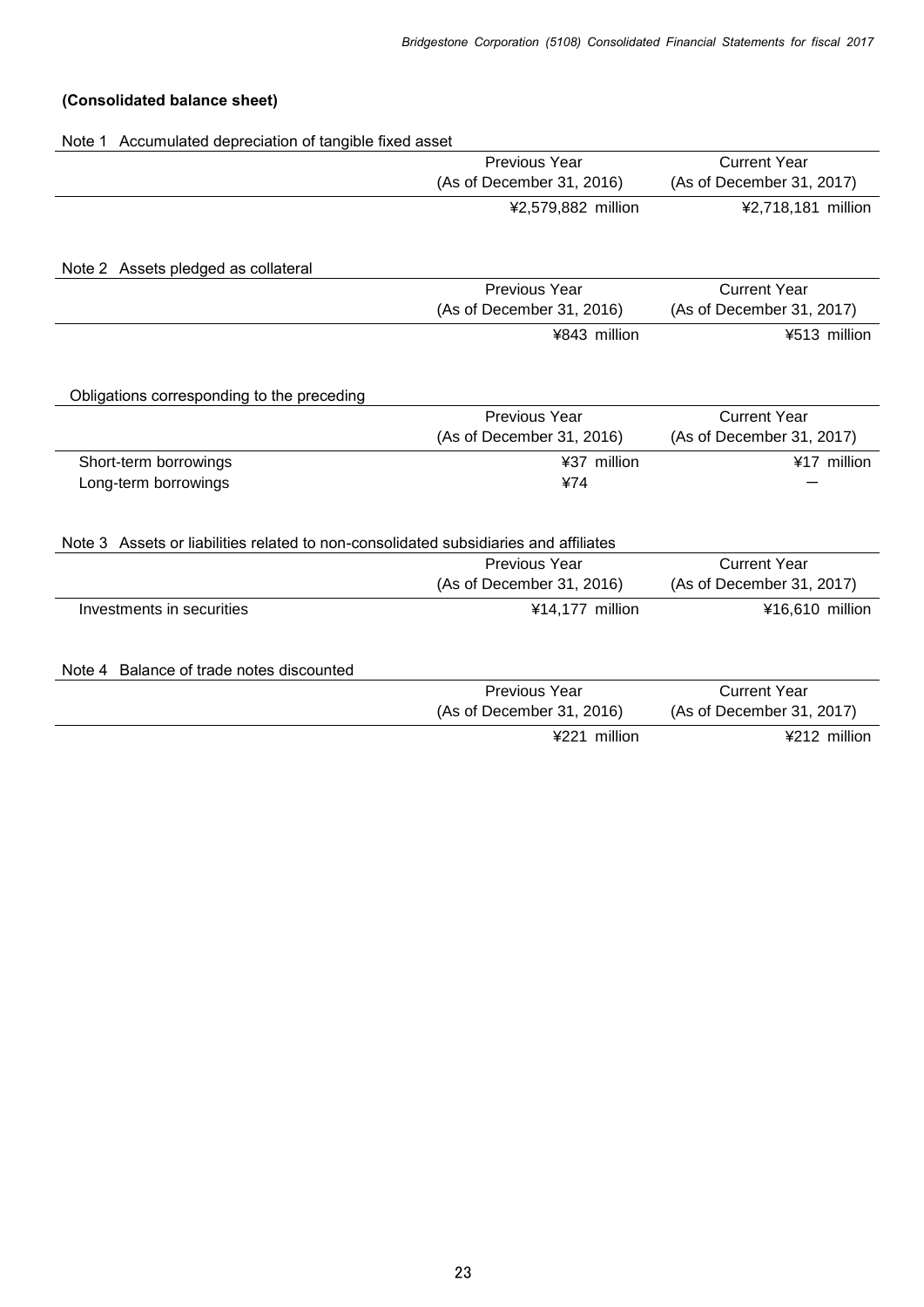**(Consolidated balance sheet)**

Note 1 Accumulated depreciation of tangible fixed asset

| | Previous Year (As of December 31, 2016) | Current Year (As of December 31, 2017) |
|---|---|---|
| | ¥2,579,882 million | ¥2,718,181 million |

Note 2 Assets pledged as collateral

| | Previous Year (As of December 31, 2016) | Current Year (As of December 31, 2017) |
|---|---|---|
| | ¥843 million | ¥513 million |

Obligations corresponding to the preceding

| | Previous Year (As of December 31, 2016) | Current Year (As of December 31, 2017) |
|---|---|---|
| Short-term borrowings | ¥37 million | ¥17 million |
| Long-term borrowings | ¥74 | ― |

Note 3 Assets or liabilities related to non-consolidated subsidiaries and affiliates

| | Previous Year (As of December 31, 2016) | Current Year (As of December 31, 2017) |
|---|---|---|
| Investments in securities | ¥14,177 million | ¥16,610 million |

Note 4 Balance of trade notes discounted

| | Previous Year (As of December 31, 2016) | Current Year (As of December 31, 2017) |
|---|---|---|
| | ¥221 million | ¥212 million |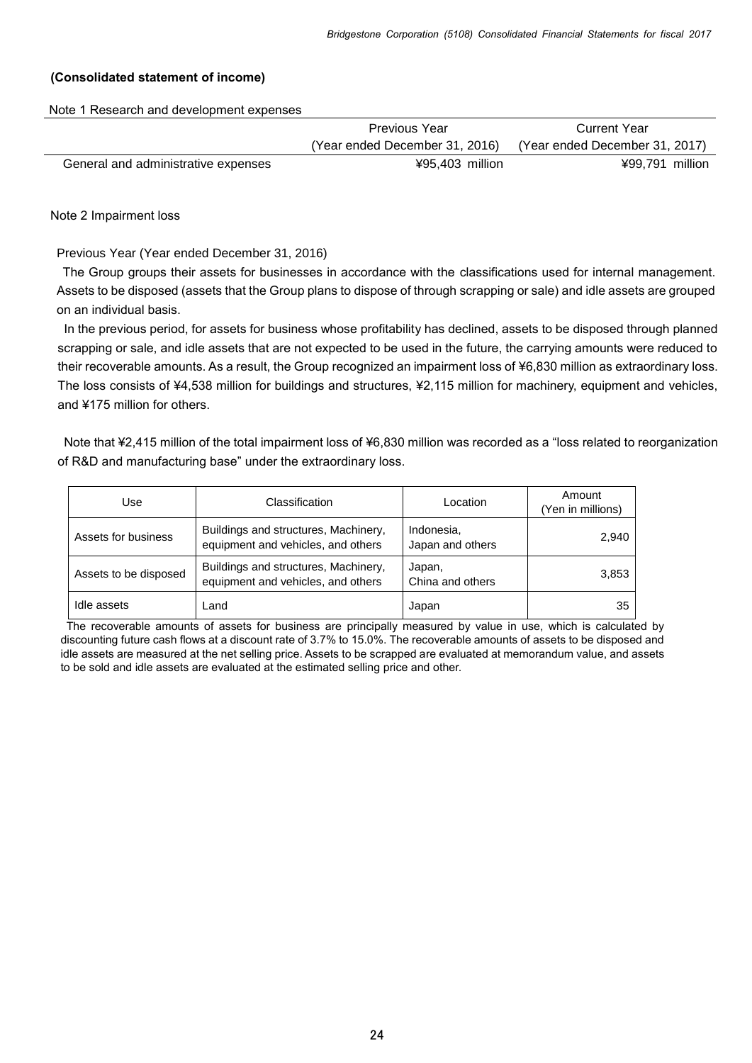### (Consolidated statement of income)

Note 1 Research and development expenses

| | Previous Year (Year ended December 31, 2016) | Current Year (Year ended December 31, 2017) |
|---|---|---|
| General and administrative expenses | ¥95,403 million | ¥99,791 million |

Note 2 Impairment loss

Previous Year (Year ended December 31, 2016)

The Group groups their assets for businesses in accordance with the classifications used for internal management. Assets to be disposed (assets that the Group plans to dispose of through scrapping or sale) and idle assets are grouped on an individual basis.

In the previous period, for assets for business whose profitability has declined, assets to be disposed through planned scrapping or sale, and idle assets that are not expected to be used in the future, the carrying amounts were reduced to their recoverable amounts. As a result, the Group recognized an impairment loss of ¥6,830 million as extraordinary loss. The loss consists of ¥4,538 million for buildings and structures, ¥2,115 million for machinery, equipment and vehicles, and ¥175 million for others.

Note that ¥2,415 million of the total impairment loss of ¥6,830 million was recorded as a "loss related to reorganization of R&D and manufacturing base" under the extraordinary loss.

| Use | Classification | Location | Amount (Yen in millions) |
|---|---|---|---|
| Assets for business | Buildings and structures, Machinery, equipment and vehicles, and others | Indonesia, Japan and others | 2,940 |
| Assets to be disposed | Buildings and structures, Machinery, equipment and vehicles, and others | Japan, China and others | 3,853 |
| Idle assets | Land | Japan | 35 |

The recoverable amounts of assets for business are principally measured by value in use, which is calculated by discounting future cash flows at a discount rate of 3.7% to 15.0%. The recoverable amounts of assets to be disposed and idle assets are measured at the net selling price. Assets to be scrapped are evaluated at memorandum value, and assets to be sold and idle assets are evaluated at the estimated selling price and other.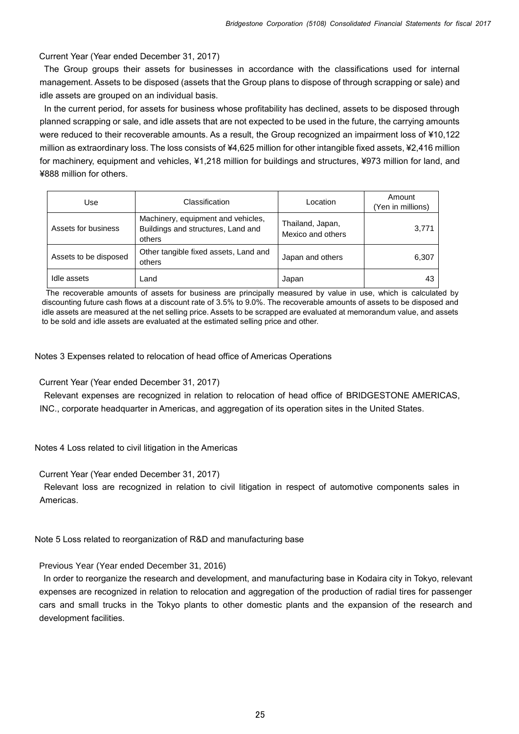Current Year (Year ended December 31, 2017)

The Group groups their assets for businesses in accordance with the classifications used for internal management. Assets to be disposed (assets that the Group plans to dispose of through scrapping or sale) and idle assets are grouped on an individual basis.

In the current period, for assets for business whose profitability has declined, assets to be disposed through planned scrapping or sale, and idle assets that are not expected to be used in the future, the carrying amounts were reduced to their recoverable amounts. As a result, the Group recognized an impairment loss of ¥10,122 million as extraordinary loss. The loss consists of ¥4,625 million for other intangible fixed assets, ¥2,416 million for machinery, equipment and vehicles, ¥1,218 million for buildings and structures, ¥973 million for land, and ¥888 million for others.

| Use | Classification | Location | Amount (Yen in millions) |
|---|---|---|---|
| Assets for business | Machinery, equipment and vehicles, Buildings and structures, Land and others | Thailand, Japan, Mexico and others | 3,771 |
| Assets to be disposed | Other tangible fixed assets, Land and others | Japan and others | 6,307 |
| Idle assets | Land | Japan | 43 |

The recoverable amounts of assets for business are principally measured by value in use, which is calculated by discounting future cash flows at a discount rate of 3.5% to 9.0%. The recoverable amounts of assets to be disposed and idle assets are measured at the net selling price. Assets to be scrapped are evaluated at memorandum value, and assets to be sold and idle assets are evaluated at the estimated selling price and other.

Notes 3 Expenses related to relocation of head office of Americas Operations

Current Year (Year ended December 31, 2017)

Relevant expenses are recognized in relation to relocation of head office of BRIDGESTONE AMERICAS, INC., corporate headquarter in Americas, and aggregation of its operation sites in the United States.

Notes 4 Loss related to civil litigation in the Americas

Current Year (Year ended December 31, 2017)

Relevant loss are recognized in relation to civil litigation in respect of automotive components sales in Americas.

Note 5 Loss related to reorganization of R&D and manufacturing base

Previous Year (Year ended December 31, 2016)

In order to reorganize the research and development, and manufacturing base in Kodaira city in Tokyo, relevant expenses are recognized in relation to relocation and aggregation of the production of radial tires for passenger cars and small trucks in the Tokyo plants to other domestic plants and the expansion of the research and development facilities.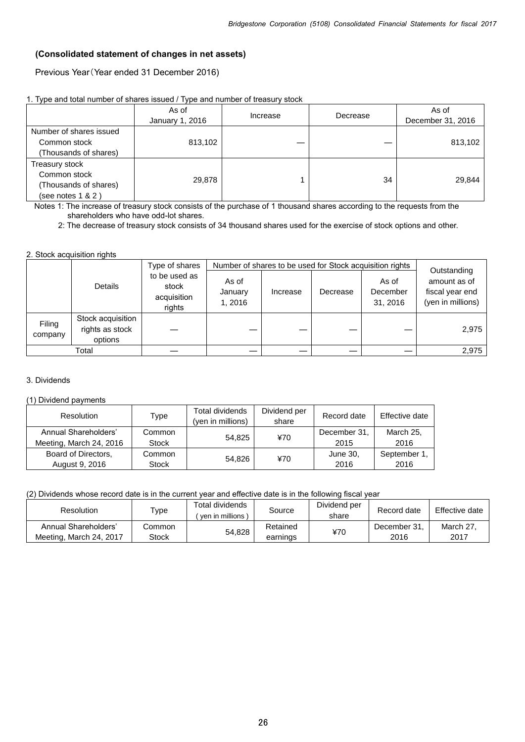### (Consolidated statement of changes in net assets)

Previous Year（Year ended 31 December 2016)

1. Type and total number of shares issued / Type and number of treasury stock

| | As of January 1, 2016 | Increase | Decrease | As of December 31, 2016 |
|---|---|---|---|---|
| Number of shares issued<br>Common stock<br>(Thousands of shares) | 813,102 | — | — | 813,102 |
| Treasury stock<br>Common stock<br>(Thousands of shares)<br>(see notes 1 & 2 ) | 29,878 | 1 | 34 | 29,844 |

Notes 1: The increase of treasury stock consists of the purchase of 1 thousand shares according to the requests from the shareholders who have odd-lot shares.

2: The decrease of treasury stock consists of 34 thousand shares used for the exercise of stock options and other.

2. Stock acquisition rights

| | Details | Type of shares to be used as stock acquisition rights | Number of shares to be used for Stock acquisition rights | | | | Outstanding amount as of fiscal year end (yen in millions) |
|---|---|---|---|---|---|---|---|
| | | | As of January 1, 2016 | Increase | Decrease | As of December 31, 2016 | |
| Filing company | Stock acquisition rights as stock options | — | — | — | — | — | 2,975 |
| Total | | — | — | — | — | — | 2,975 |

3. Dividends

(1) Dividend payments

| Resolution | Type | Total dividends (yen in millions) | Dividend per share | Record date | Effective date |
|---|---|---|---|---|---|
| Annual Shareholders' Meeting, March 24, 2016 | Common Stock | 54,825 | ¥70 | December 31, 2015 | March 25, 2016 |
| Board of Directors, August 9, 2016 | Common Stock | 54,826 | ¥70 | June 30, 2016 | September 1, 2016 |

(2) Dividends whose record date is in the current year and effective date is in the following fiscal year

| Resolution | Type | Total dividends ( yen in millions ) | Source | Dividend per share | Record date | Effective date |
|---|---|---|---|---|---|---|
| Annual Shareholders' Meeting, March 24, 2017 | Common Stock | 54,828 | Retained earnings | ¥70 | December 31, 2016 | March 27, 2017 |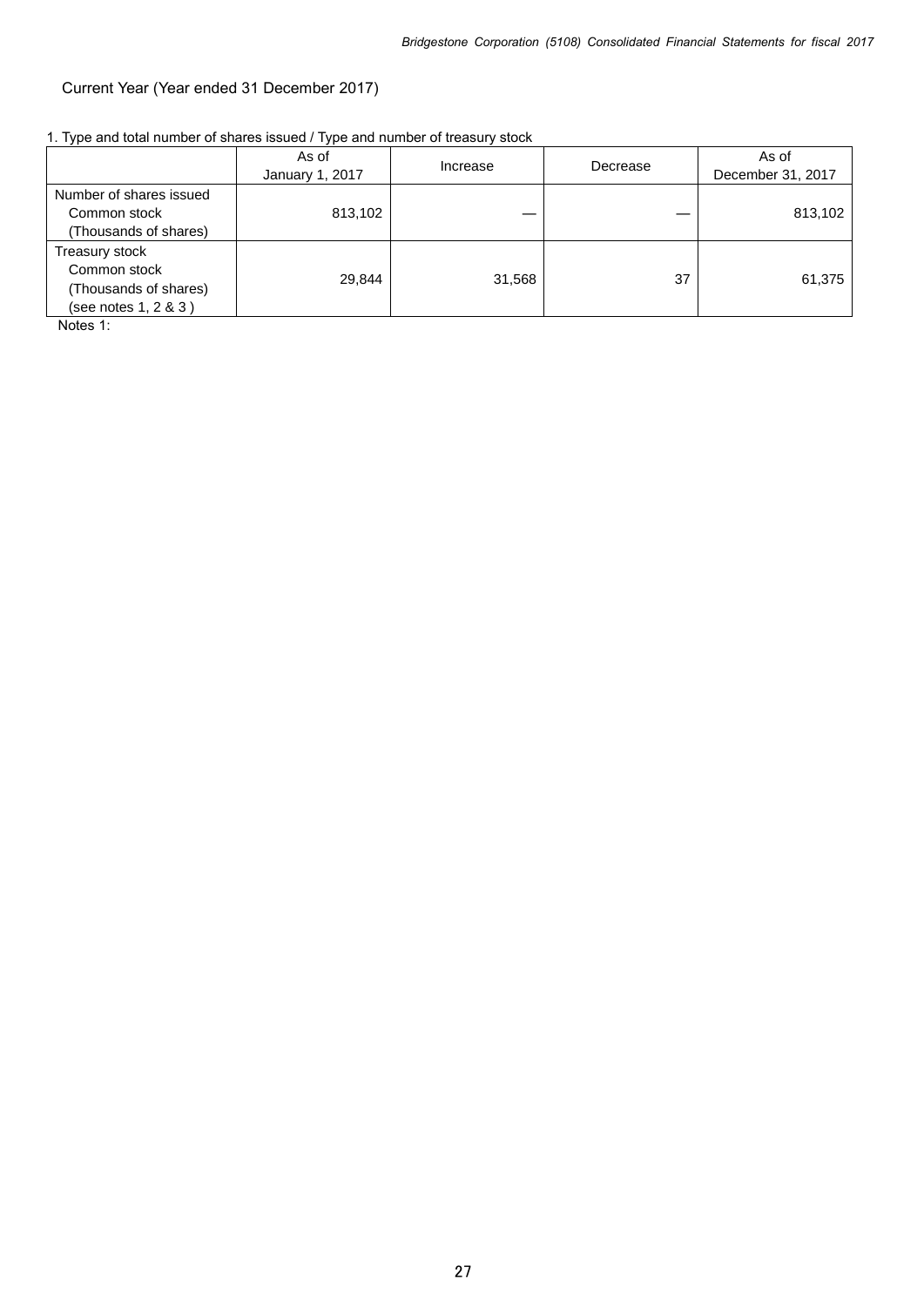Current Year (Year ended 31 December 2017)

1. Type and total number of shares issued / Type and number of treasury stock

| | As of January 1, 2017 | Increase | Decrease | As of December 31, 2017 |
|---|---|---|---|---|
| Number of shares issued<br>Common stock<br>(Thousands of shares) | 813,102 | — | — | 813,102 |
| Treasury stock<br>Common stock<br>(Thousands of shares)<br>(see notes 1, 2 & 3 ) | 29,844 | 31,568 | 37 | 61,375 |

Notes 1: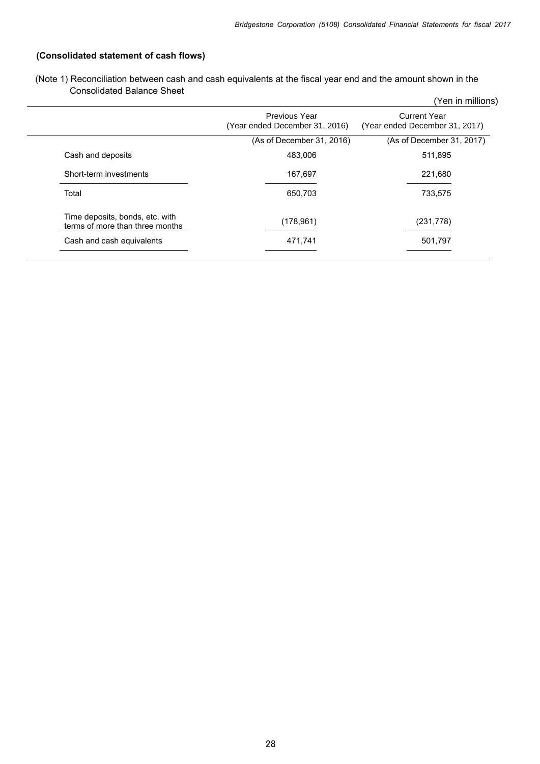**(Consolidated statement of cash flows)**

(Note 1) Reconciliation between cash and cash equivalents at the fiscal year end and the amount shown in the Consolidated Balance Sheet

(Yen in millions)

| | Previous Year (Year ended December 31, 2016) | Current Year (Year ended December 31, 2017) |
|---|---|---|
| | (As of December 31, 2016) | (As of December 31, 2017) |
| Cash and deposits | 483,006 | 511,895 |
| Short-term investments | 167,697 | 221,680 |
| Total | 650,703 | 733,575 |
| Time deposits, bonds, etc. with terms of more than three months | (178,961) | (231,778) |
| Cash and cash equivalents | 471,741 | 501,797 |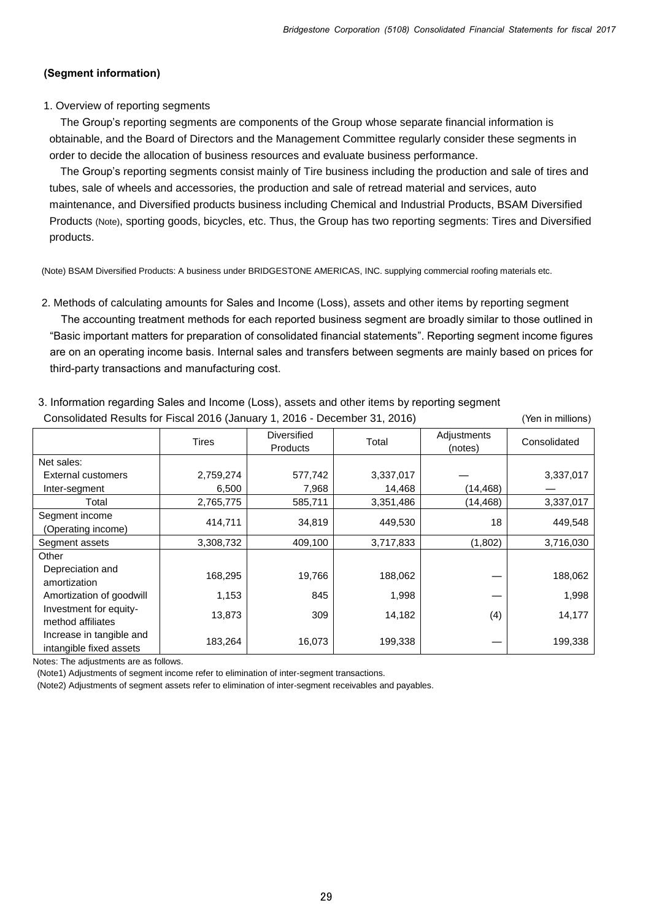### (Segment information)

1. Overview of reporting segments

The Group's reporting segments are components of the Group whose separate financial information is obtainable, and the Board of Directors and the Management Committee regularly consider these segments in order to decide the allocation of business resources and evaluate business performance.

The Group's reporting segments consist mainly of Tire business including the production and sale of tires and tubes, sale of wheels and accessories, the production and sale of retread material and services, auto maintenance, and Diversified products business including Chemical and Industrial Products, BSAM Diversified Products (Note), sporting goods, bicycles, etc. Thus, the Group has two reporting segments: Tires and Diversified products.

(Note) BSAM Diversified Products: A business under BRIDGESTONE AMERICAS, INC. supplying commercial roofing materials etc.

2. Methods of calculating amounts for Sales and Income (Loss), assets and other items by reporting segment

The accounting treatment methods for each reported business segment are broadly similar to those outlined in "Basic important matters for preparation of consolidated financial statements". Reporting segment income figures are on an operating income basis. Internal sales and transfers between segments are mainly based on prices for third-party transactions and manufacturing cost.

3. Information regarding Sales and Income (Loss), assets and other items by reporting segment

Consolidated Results for Fiscal 2016 (January 1, 2016 - December 31, 2016) (Yen in millions)

| | Tires | Diversified Products | Total | Adjustments (notes) | Consolidated |
|---|---|---|---|---|---|
| Net sales: | | | | | |
| External customers | 2,759,274 | 577,742 | 3,337,017 | — | 3,337,017 |
| Inter-segment | 6,500 | 7,968 | 14,468 | (14,468) | — |
| Total | 2,765,775 | 585,711 | 3,351,486 | (14,468) | 3,337,017 |
| Segment income (Operating income) | 414,711 | 34,819 | 449,530 | 18 | 449,548 |
| Segment assets | 3,308,732 | 409,100 | 3,717,833 | (1,802) | 3,716,030 |
| Other | | | | | |
| Depreciation and amortization | 168,295 | 19,766 | 188,062 | — | 188,062 |
| Amortization of goodwill | 1,153 | 845 | 1,998 | — | 1,998 |
| Investment for equity-method affiliates | 13,873 | 309 | 14,182 | (4) | 14,177 |
| Increase in tangible and intangible fixed assets | 183,264 | 16,073 | 199,338 | — | 199,338 |

Notes: The adjustments are as follows.

(Note1) Adjustments of segment income refer to elimination of inter-segment transactions.

(Note2) Adjustments of segment assets refer to elimination of inter-segment receivables and payables.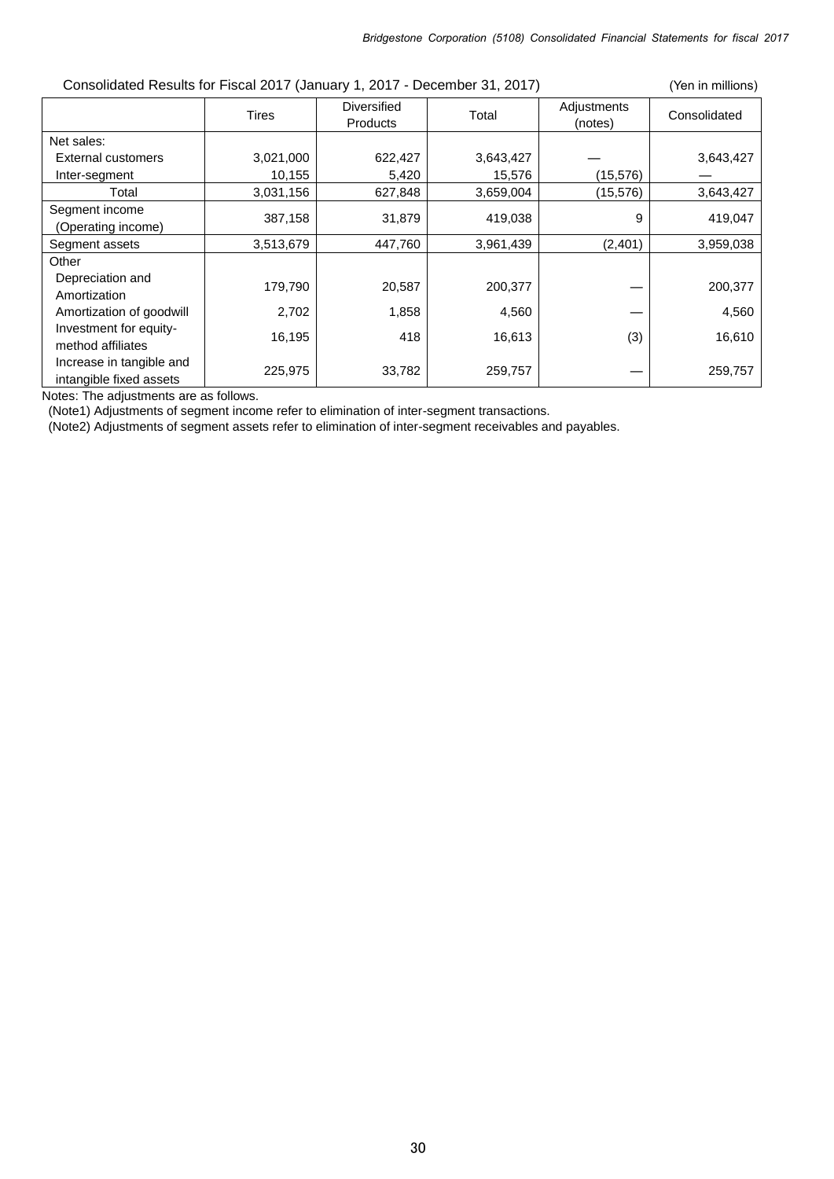Consolidated Results for Fiscal 2017 (January 1, 2017 - December 31, 2017) (Yen in millions)

| | Tires | Diversified Products | Total | Adjustments (notes) | Consolidated |
|---|---|---|---|---|---|
| Net sales: | | | | | |
| External customers | 3,021,000 | 622,427 | 3,643,427 | — | 3,643,427 |
| Inter-segment | 10,155 | 5,420 | 15,576 | (15,576) | — |
| Total | 3,031,156 | 627,848 | 3,659,004 | (15,576) | 3,643,427 |
| Segment income (Operating income) | 387,158 | 31,879 | 419,038 | 9 | 419,047 |
| Segment assets | 3,513,679 | 447,760 | 3,961,439 | (2,401) | 3,959,038 |
| Other | | | | | |
| Depreciation and Amortization | 179,790 | 20,587 | 200,377 | — | 200,377 |
| Amortization of goodwill | 2,702 | 1,858 | 4,560 | — | 4,560 |
| Investment for equity-method affiliates | 16,195 | 418 | 16,613 | (3) | 16,610 |
| Increase in tangible and intangible fixed assets | 225,975 | 33,782 | 259,757 | — | 259,757 |

Notes: The adjustments are as follows.
(Note1) Adjustments of segment income refer to elimination of inter-segment transactions.
(Note2) Adjustments of segment assets refer to elimination of inter-segment receivables and payables.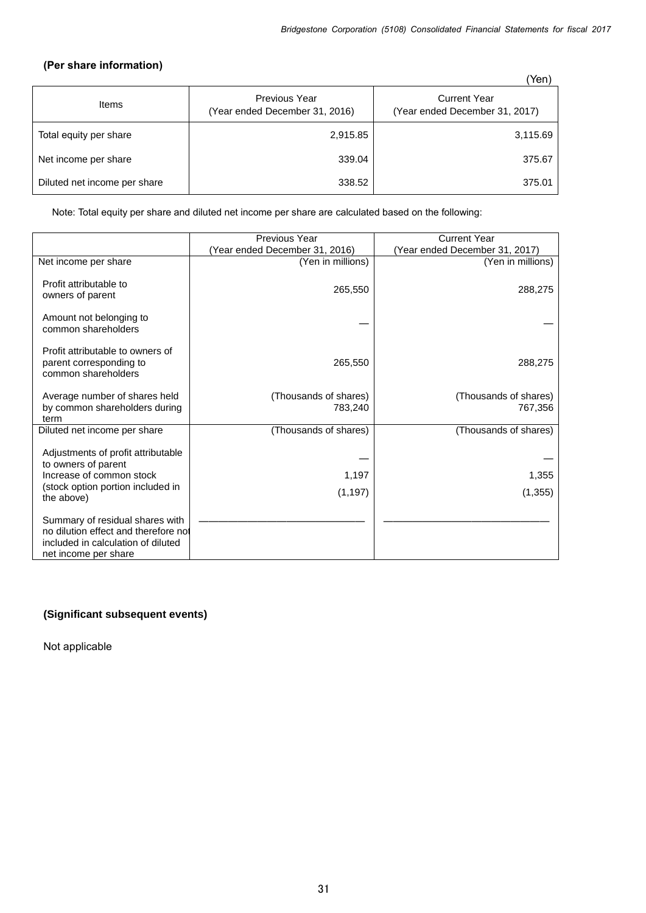### (Per share information)

(Yen)

| Items | Previous Year (Year ended December 31, 2016) | Current Year (Year ended December 31, 2017) |
|---|---|---|
| Total equity per share | 2,915.85 | 3,115.69 |
| Net income per share | 339.04 | 375.67 |
| Diluted net income per share | 338.52 | 375.01 |

Note: Total equity per share and diluted net income per share are calculated based on the following:

| | Previous Year (Year ended December 31, 2016) | Current Year (Year ended December 31, 2017) |
|---|---|---|
| Net income per share | (Yen in millions) | (Yen in millions) |
| Profit attributable to owners of parent | 265,550 | 288,275 |
| Amount not belonging to common shareholders | — | — |
| Profit attributable to owners of parent corresponding to common shareholders | 265,550 | 288,275 |
| Average number of shares held by common shareholders during term | (Thousands of shares) 783,240 | (Thousands of shares) 767,356 |
| Diluted net income per share | (Thousands of shares) | (Thousands of shares) |
| Adjustments of profit attributable to owners of parent | — | — |
| Increase of common stock | 1,197 | 1,355 |
| (stock option portion included in the above) | (1,197) | (1,355) |
| Summary of residual shares with no dilution effect and therefore not included in calculation of diluted net income per share | ———————————— | ———————————— |

### (Significant subsequent events)

Not applicable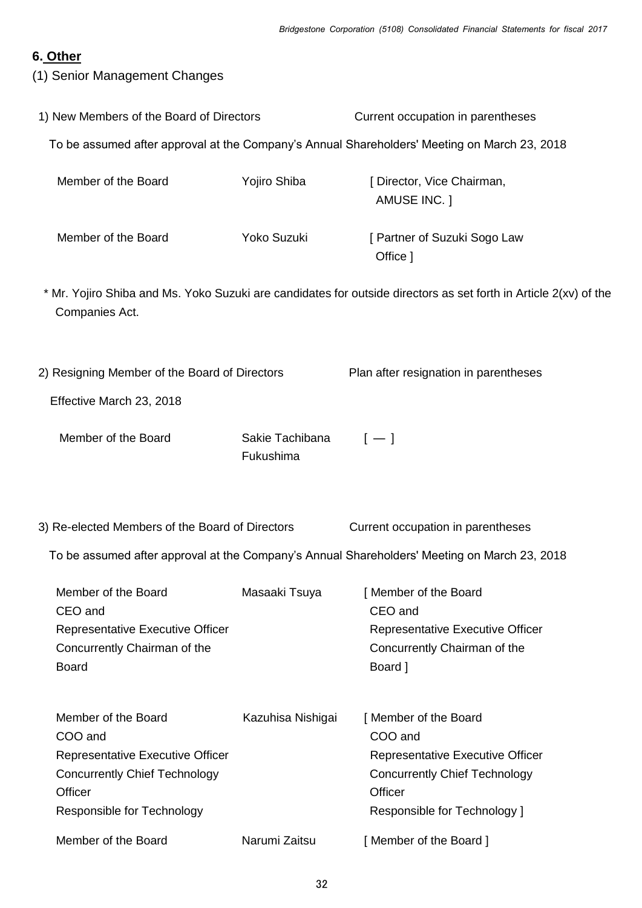## 6. Other

(1) Senior Management Changes

1) New Members of the Board of Directors — Current occupation in parentheses

To be assumed after approval at the Company's Annual Shareholders' Meeting on March 23, 2018

| Position | Name | Current occupation |
| --- | --- | --- |
| Member of the Board | Yojiro Shiba | [ Director, Vice Chairman, AMUSE INC. ] |
| Member of the Board | Yoko Suzuki | [ Partner of Suzuki Sogo Law Office ] |

\* Mr. Yojiro Shiba and Ms. Yoko Suzuki are candidates for outside directors as set forth in Article 2(xv) of the Companies Act.

2) Resigning Member of the Board of Directors — Plan after resignation in parentheses

Effective March 23, 2018

| Position | Name | Plan after resignation |
| --- | --- | --- |
| Member of the Board | Sakie Tachibana Fukushima | [ — ] |

3) Re-elected Members of the Board of Directors — Current occupation in parentheses

To be assumed after approval at the Company's Annual Shareholders' Meeting on March 23, 2018

| Position | Name | Current occupation |
| --- | --- | --- |
| Member of the Board<br>CEO and<br>Representative Executive Officer<br>Concurrently Chairman of the Board | Masaaki Tsuya | [ Member of the Board<br>CEO and<br>Representative Executive Officer<br>Concurrently Chairman of the Board ] |
| Member of the Board<br>COO and<br>Representative Executive Officer<br>Concurrently Chief Technology Officer<br>Responsible for Technology | Kazuhisa Nishigai | [ Member of the Board<br>COO and<br>Representative Executive Officer<br>Concurrently Chief Technology Officer<br>Responsible for Technology ] |
| Member of the Board | Narumi Zaitsu | [ Member of the Board ] |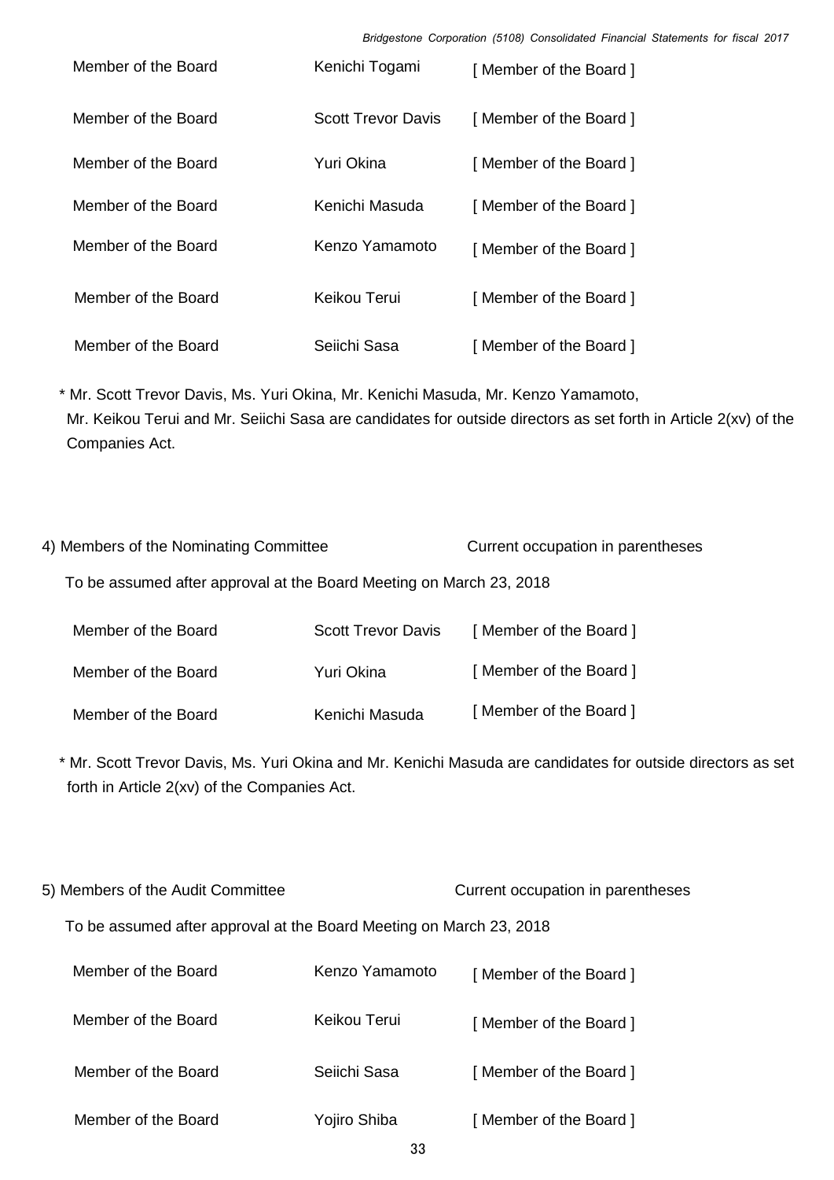| | | |
|---|---|---|
| Member of the Board | Kenichi Togami | [ Member of the Board ] |
| Member of the Board | Scott Trevor Davis | [ Member of the Board ] |
| Member of the Board | Yuri Okina | [ Member of the Board ] |
| Member of the Board | Kenichi Masuda | [ Member of the Board ] |
| Member of the Board | Kenzo Yamamoto | [ Member of the Board ] |
| Member of the Board | Keikou Terui | [ Member of the Board ] |
| Member of the Board | Seiichi Sasa | [ Member of the Board ] |

* Mr. Scott Trevor Davis, Ms. Yuri Okina, Mr. Kenichi Masuda, Mr. Kenzo Yamamoto, Mr. Keikou Terui and Mr. Seiichi Sasa are candidates for outside directors as set forth in Article 2(xv) of the Companies Act.

4) Members of the Nominating Committee　　　　Current occupation in parentheses

To be assumed after approval at the Board Meeting on March 23, 2018

| | | |
|---|---|---|
| Member of the Board | Scott Trevor Davis | [ Member of the Board ] |
| Member of the Board | Yuri Okina | [ Member of the Board ] |
| Member of the Board | Kenichi Masuda | [ Member of the Board ] |

* Mr. Scott Trevor Davis, Ms. Yuri Okina and Mr. Kenichi Masuda are candidates for outside directors as set forth in Article 2(xv) of the Companies Act.

5) Members of the Audit Committee　　　　Current occupation in parentheses

To be assumed after approval at the Board Meeting on March 23, 2018

| | | |
|---|---|---|
| Member of the Board | Kenzo Yamamoto | [ Member of the Board ] |
| Member of the Board | Keikou Terui | [ Member of the Board ] |
| Member of the Board | Seiichi Sasa | [ Member of the Board ] |
| Member of the Board | Yojiro Shiba | [ Member of the Board ] |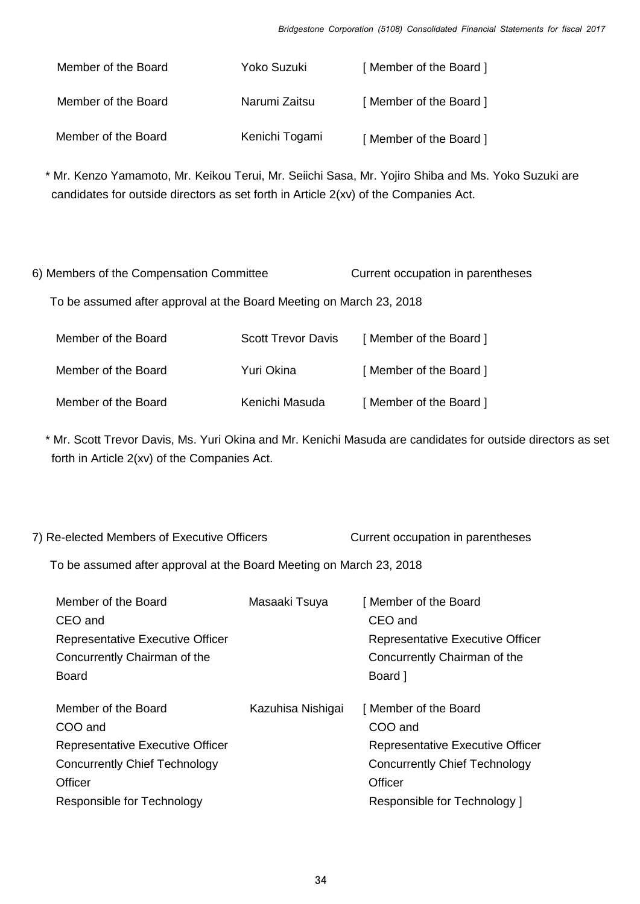| | | |
|---|---|---|
| Member of the Board | Yoko Suzuki | [ Member of the Board ] |
| Member of the Board | Narumi Zaitsu | [ Member of the Board ] |
| Member of the Board | Kenichi Togami | [ Member of the Board ] |

* Mr. Kenzo Yamamoto, Mr. Keikou Terui, Mr. Seiichi Sasa, Mr. Yojiro Shiba and Ms. Yoko Suzuki are candidates for outside directors as set forth in Article 2(xv) of the Companies Act.

6) Members of the Compensation Committee　　　Current occupation in parentheses

To be assumed after approval at the Board Meeting on March 23, 2018

| | | |
|---|---|---|
| Member of the Board | Scott Trevor Davis | [ Member of the Board ] |
| Member of the Board | Yuri Okina | [ Member of the Board ] |
| Member of the Board | Kenichi Masuda | [ Member of the Board ] |

* Mr. Scott Trevor Davis, Ms. Yuri Okina and Mr. Kenichi Masuda are candidates for outside directors as set forth in Article 2(xv) of the Companies Act.

7) Re-elected Members of Executive Officers　　　Current occupation in parentheses

To be assumed after approval at the Board Meeting on March 23, 2018

| | | |
|---|---|---|
| Member of the Board CEO and Representative Executive Officer Concurrently Chairman of the Board | Masaaki Tsuya | [ Member of the Board CEO and Representative Executive Officer Concurrently Chairman of the Board ] |
| Member of the Board COO and Representative Executive Officer Concurrently Chief Technology Officer Responsible for Technology | Kazuhisa Nishigai | [ Member of the Board COO and Representative Executive Officer Concurrently Chief Technology Officer Responsible for Technology ] |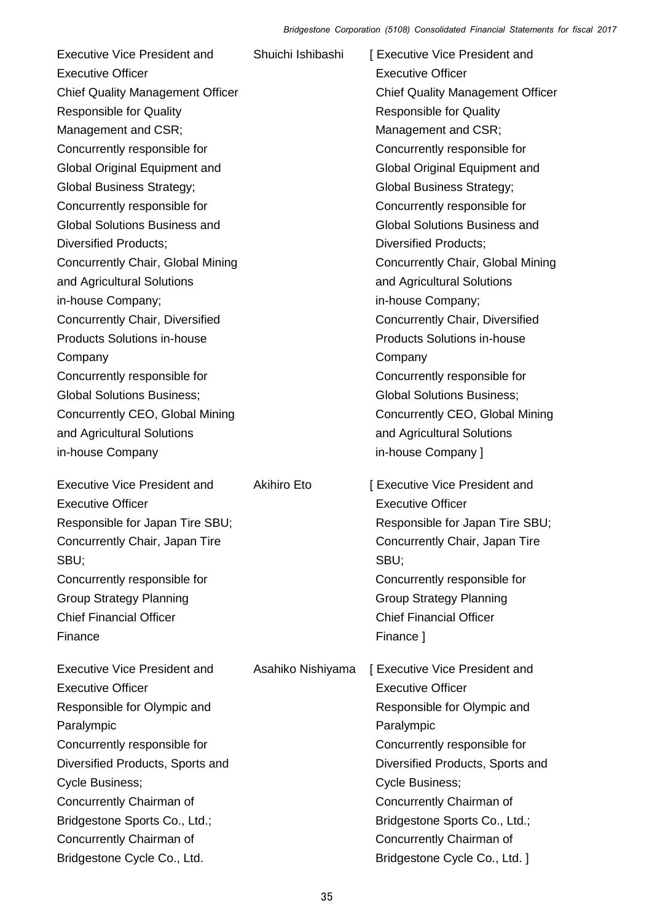| | | |
|---|---|---|
| Executive Vice President and Executive Officer<br>Chief Quality Management Officer<br>Responsible for Quality Management and CSR;<br>Concurrently responsible for Global Original Equipment and Global Business Strategy;<br>Concurrently responsible for Global Solutions Business and Diversified Products;<br>Concurrently Chair, Global Mining and Agricultural Solutions in-house Company;<br>Concurrently Chair, Diversified Products Solutions in-house Company<br>Concurrently responsible for Global Solutions Business;<br>Concurrently CEO, Global Mining and Agricultural Solutions in-house Company | Shuichi Ishibashi | [ Executive Vice President and Executive Officer<br>Chief Quality Management Officer<br>Responsible for Quality Management and CSR;<br>Concurrently responsible for Global Original Equipment and Global Business Strategy;<br>Concurrently responsible for Global Solutions Business and Diversified Products;<br>Concurrently Chair, Global Mining and Agricultural Solutions in-house Company;<br>Concurrently Chair, Diversified Products Solutions in-house Company<br>Concurrently responsible for Global Solutions Business;<br>Concurrently CEO, Global Mining and Agricultural Solutions in-house Company ] |
| Executive Vice President and Executive Officer<br>Responsible for Japan Tire SBU;<br>Concurrently Chair, Japan Tire SBU;<br>Concurrently responsible for Group Strategy Planning<br>Chief Financial Officer<br>Finance | Akihiro Eto | [ Executive Vice President and Executive Officer<br>Responsible for Japan Tire SBU;<br>Concurrently Chair, Japan Tire SBU;<br>Concurrently responsible for Group Strategy Planning<br>Chief Financial Officer<br>Finance ] |
| Executive Vice President and Executive Officer<br>Responsible for Olympic and Paralympic<br>Concurrently responsible for Diversified Products, Sports and Cycle Business;<br>Concurrently Chairman of Bridgestone Sports Co., Ltd.;<br>Concurrently Chairman of Bridgestone Cycle Co., Ltd. | Asahiko Nishiyama | [ Executive Vice President and Executive Officer<br>Responsible for Olympic and Paralympic<br>Concurrently responsible for Diversified Products, Sports and Cycle Business;<br>Concurrently Chairman of Bridgestone Sports Co., Ltd.;<br>Concurrently Chairman of Bridgestone Cycle Co., Ltd. ] |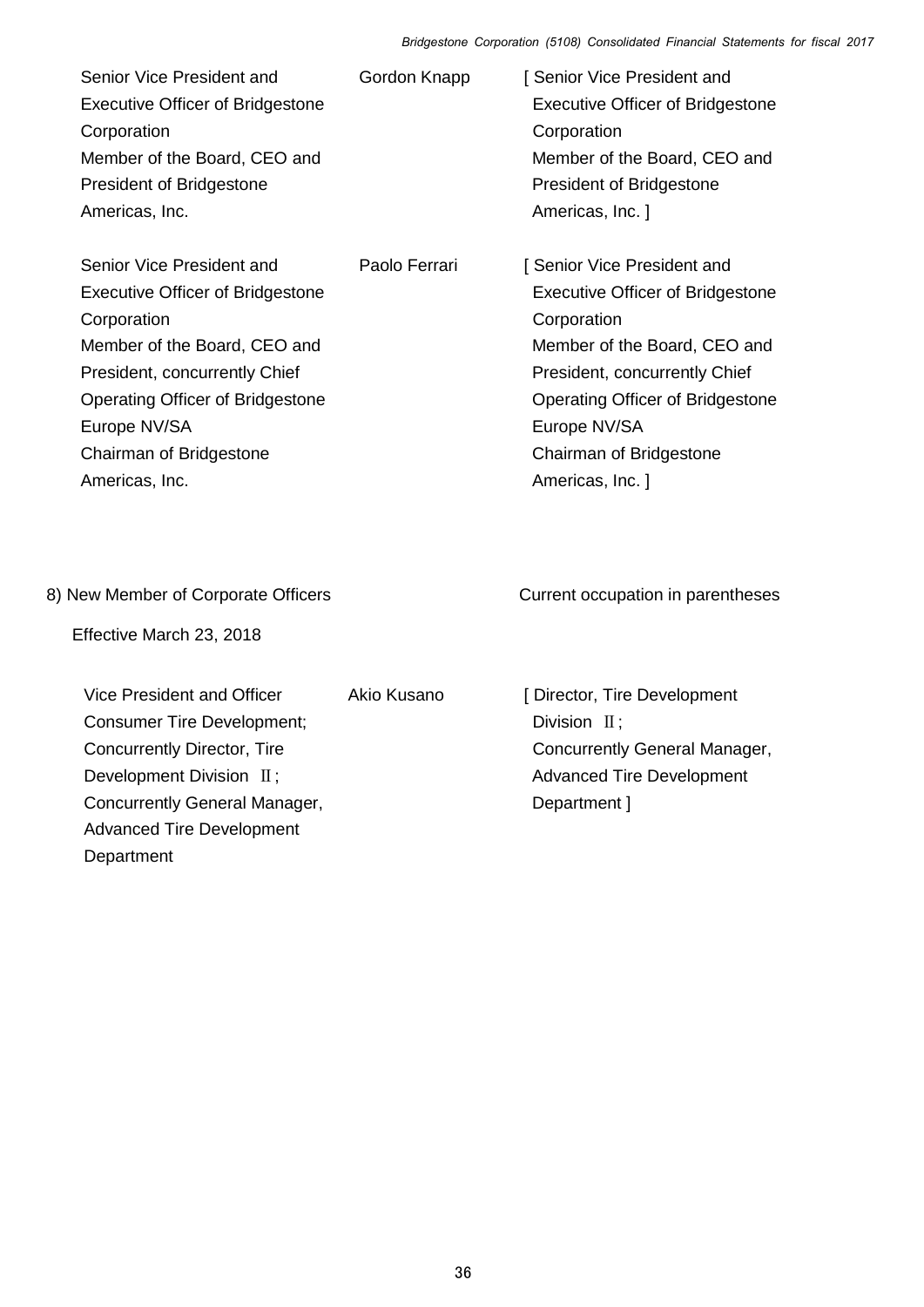| | | |
|---|---|---|
| Senior Vice President and Executive Officer of Bridgestone Corporation Member of the Board, CEO and President of Bridgestone Americas, Inc. | Gordon Knapp | [ Senior Vice President and Executive Officer of Bridgestone Corporation Member of the Board, CEO and President of Bridgestone Americas, Inc. ] |
| Senior Vice President and Executive Officer of Bridgestone Corporation Member of the Board, CEO and President, concurrently Chief Operating Officer of Bridgestone Europe NV/SA Chairman of Bridgestone Americas, Inc. | Paolo Ferrari | [ Senior Vice President and Executive Officer of Bridgestone Corporation Member of the Board, CEO and President, concurrently Chief Operating Officer of Bridgestone Europe NV/SA Chairman of Bridgestone Americas, Inc. ] |

8) New Member of Corporate Officers

Current occupation in parentheses

Effective March 23, 2018

| | | |
|---|---|---|
| Vice President and Officer Consumer Tire Development; Concurrently Director, Tire Development Division Ⅱ; Concurrently General Manager, Advanced Tire Development Department | Akio Kusano | [ Director, Tire Development Division Ⅱ; Concurrently General Manager, Advanced Tire Development Department ] |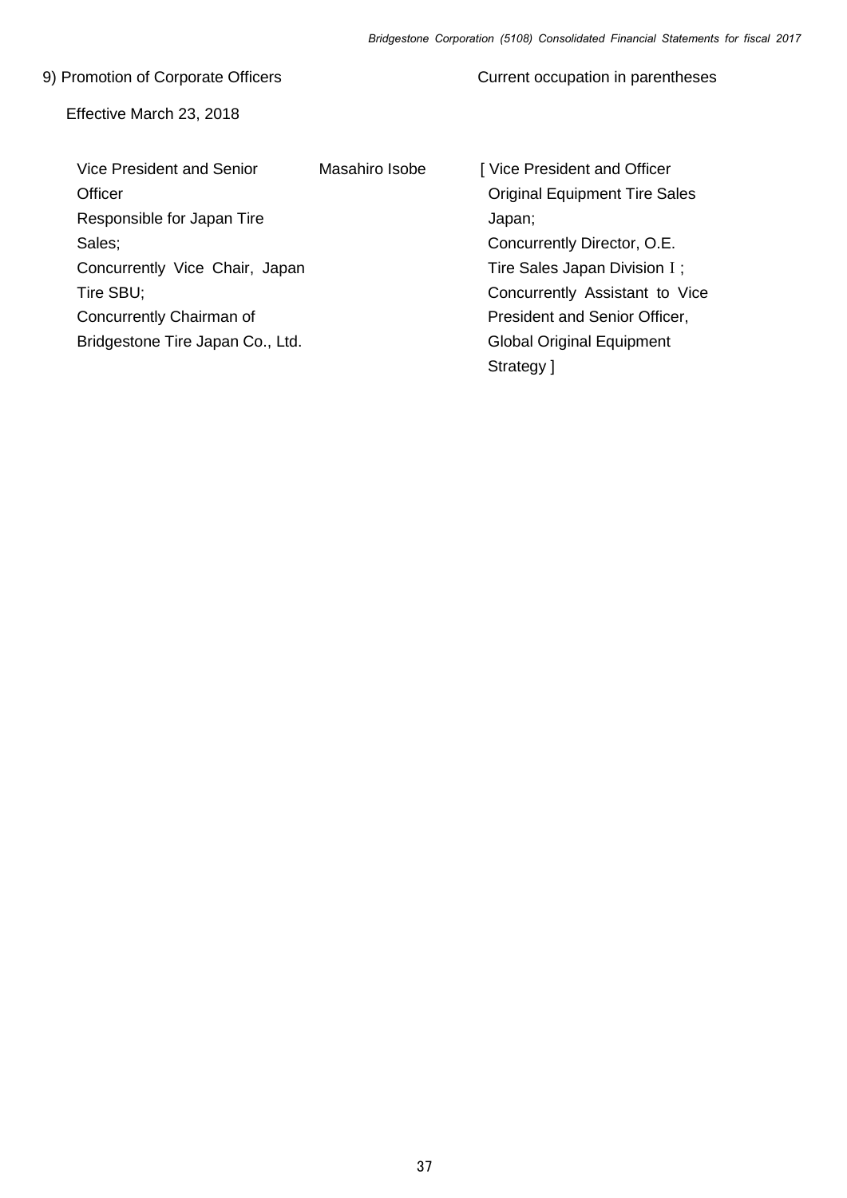9) Promotion of Corporate Officers

Current occupation in parentheses

Effective March 23, 2018

| | | |
|---|---|---|
| Vice President and Senior Officer Responsible for Japan Tire Sales; Concurrently Vice Chair, Japan Tire SBU; Concurrently Chairman of Bridgestone Tire Japan Co., Ltd. | Masahiro Isobe | [ Vice President and Officer Original Equipment Tire Sales Japan; Concurrently Director, O.E. Tire Sales Japan Division Ⅰ; Concurrently Assistant to Vice President and Senior Officer, Global Original Equipment Strategy ] |